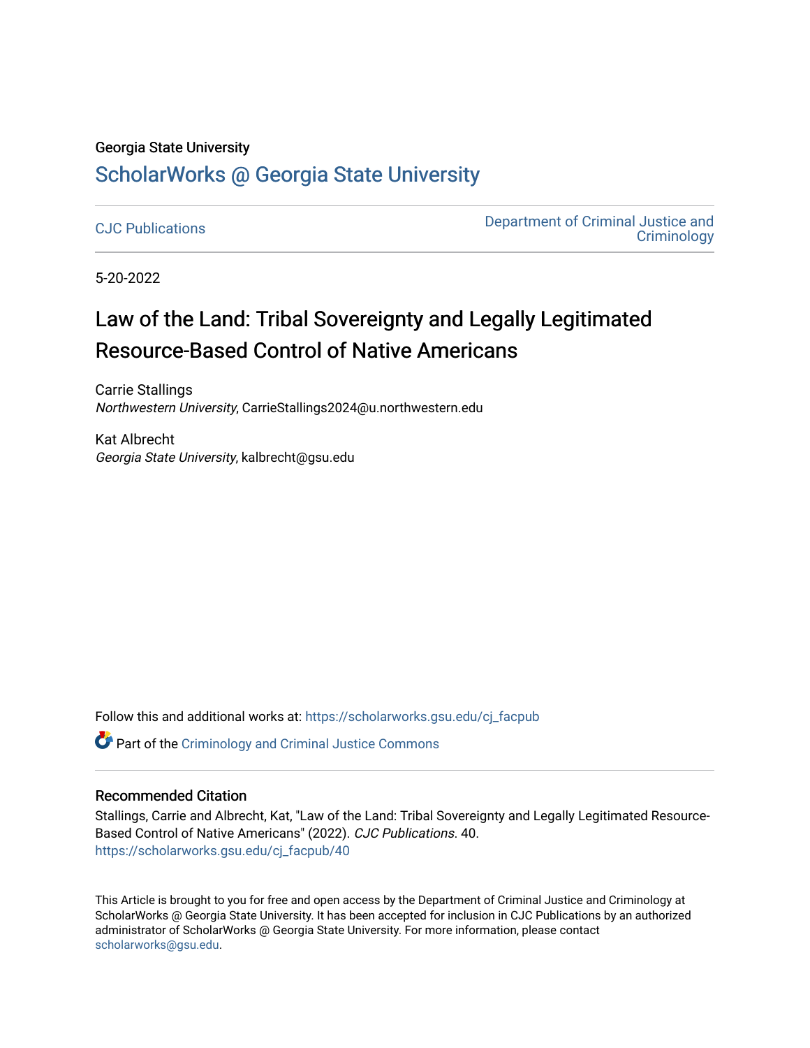Georgia State University

# ScholarWorks @ Georgia State University

CJC Publications

Department of Criminal Justice and Criminology

5-20-2022

# Law of the Land: Tribal Sovereignty and Legally Legitimated Resource-Based Control of Native Americans

Carrie Stallings
*Northwestern University*, CarrieStallings2024@u.northwestern.edu

Kat Albrecht
*Georgia State University*, kalbrecht@gsu.edu

Follow this and additional works at: https://scholarworks.gsu.edu/cj_facpub

Part of the Criminology and Criminal Justice Commons

## Recommended Citation

Stallings, Carrie and Albrecht, Kat, "Law of the Land: Tribal Sovereignty and Legally Legitimated Resource-Based Control of Native Americans" (2022). *CJC Publications*. 40.
https://scholarworks.gsu.edu/cj_facpub/40

This Article is brought to you for free and open access by the Department of Criminal Justice and Criminology at ScholarWorks @ Georgia State University. It has been accepted for inclusion in CJC Publications by an authorized administrator of ScholarWorks @ Georgia State University. For more information, please contact scholarworks@gsu.edu.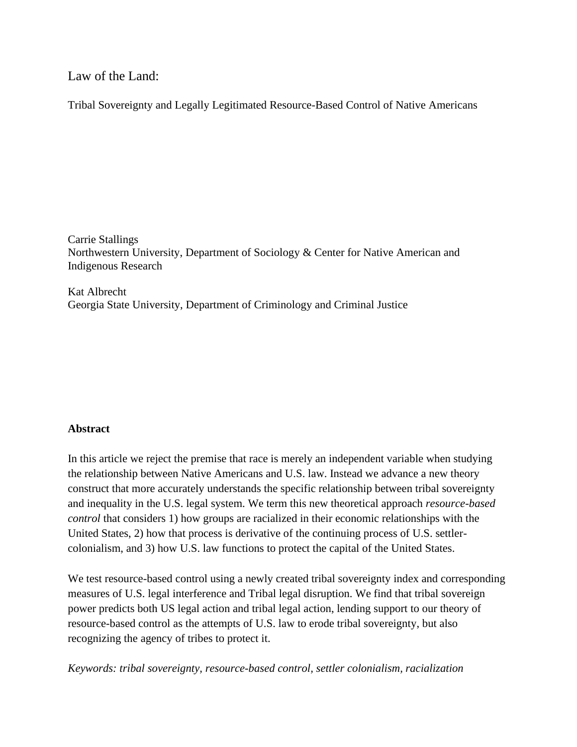# Law of the Land:

Tribal Sovereignty and Legally Legitimated Resource-Based Control of Native Americans

Carrie Stallings
Northwestern University, Department of Sociology & Center for Native American and Indigenous Research

Kat Albrecht
Georgia State University, Department of Criminology and Criminal Justice

**Abstract**

In this article we reject the premise that race is merely an independent variable when studying the relationship between Native Americans and U.S. law. Instead we advance a new theory construct that more accurately understands the specific relationship between tribal sovereignty and inequality in the U.S. legal system. We term this new theoretical approach *resource-based control* that considers 1) how groups are racialized in their economic relationships with the United States, 2) how that process is derivative of the continuing process of U.S. settler-colonialism, and 3) how U.S. law functions to protect the capital of the United States.

We test resource-based control using a newly created tribal sovereignty index and corresponding measures of U.S. legal interference and Tribal legal disruption. We find that tribal sovereign power predicts both US legal action and tribal legal action, lending support to our theory of resource-based control as the attempts of U.S. law to erode tribal sovereignty, but also recognizing the agency of tribes to protect it.

*Keywords: tribal sovereignty, resource-based control, settler colonialism, racialization*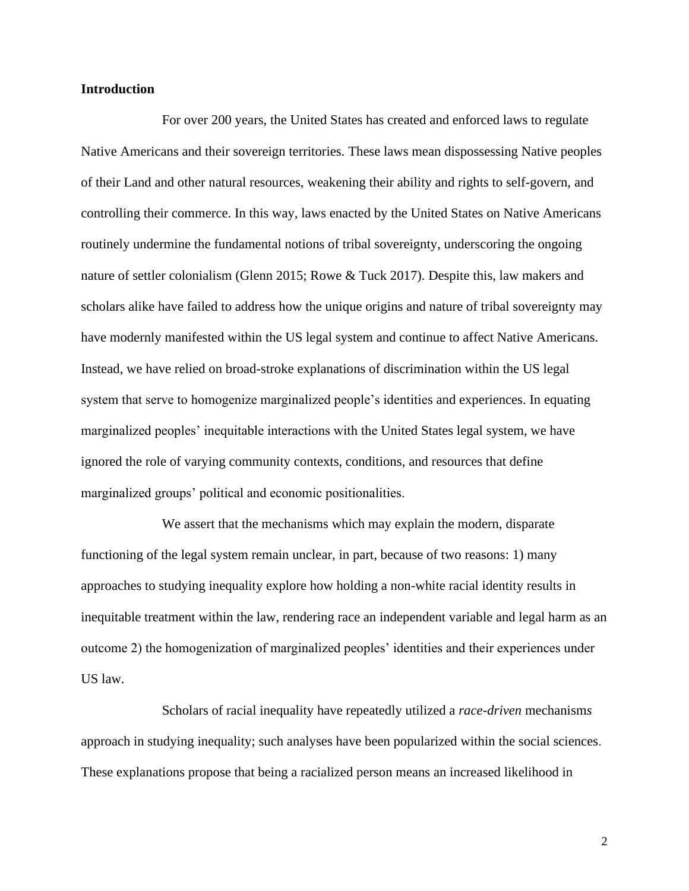**Introduction**

For over 200 years, the United States has created and enforced laws to regulate Native Americans and their sovereign territories. These laws mean dispossessing Native peoples of their Land and other natural resources, weakening their ability and rights to self-govern, and controlling their commerce. In this way, laws enacted by the United States on Native Americans routinely undermine the fundamental notions of tribal sovereignty, underscoring the ongoing nature of settler colonialism (Glenn 2015; Rowe & Tuck 2017). Despite this, law makers and scholars alike have failed to address how the unique origins and nature of tribal sovereignty may have modernly manifested within the US legal system and continue to affect Native Americans. Instead, we have relied on broad-stroke explanations of discrimination within the US legal system that serve to homogenize marginalized people's identities and experiences. In equating marginalized peoples' inequitable interactions with the United States legal system, we have ignored the role of varying community contexts, conditions, and resources that define marginalized groups' political and economic positionalities.

We assert that the mechanisms which may explain the modern, disparate functioning of the legal system remain unclear, in part, because of two reasons: 1) many approaches to studying inequality explore how holding a non-white racial identity results in inequitable treatment within the law, rendering race an independent variable and legal harm as an outcome 2) the homogenization of marginalized peoples' identities and their experiences under US law.

Scholars of racial inequality have repeatedly utilized a *race-driven* mechanism*s* approach in studying inequality; such analyses have been popularized within the social sciences. These explanations propose that being a racialized person means an increased likelihood in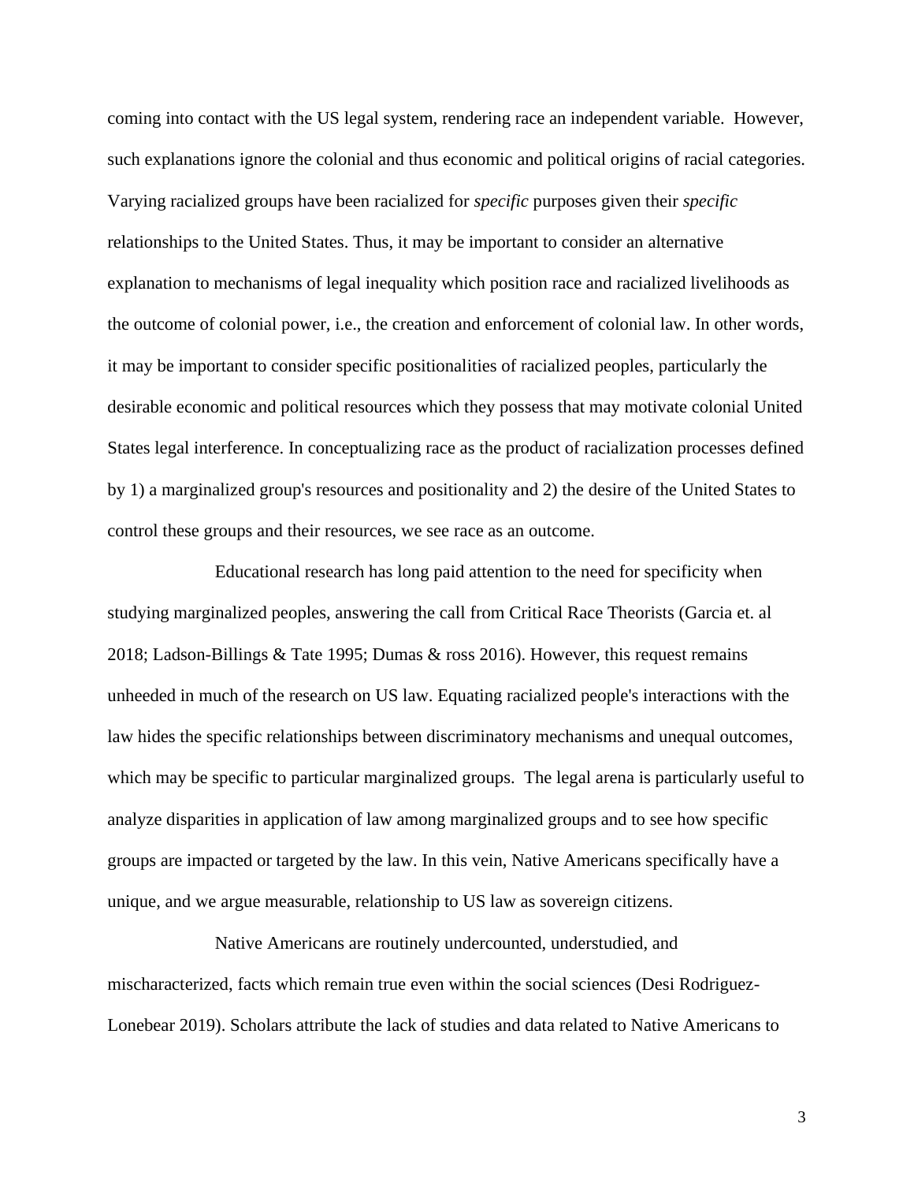coming into contact with the US legal system, rendering race an independent variable. However, such explanations ignore the colonial and thus economic and political origins of racial categories. Varying racialized groups have been racialized for *specific* purposes given their *specific* relationships to the United States. Thus, it may be important to consider an alternative explanation to mechanisms of legal inequality which position race and racialized livelihoods as the outcome of colonial power, i.e., the creation and enforcement of colonial law. In other words, it may be important to consider specific positionalities of racialized peoples, particularly the desirable economic and political resources which they possess that may motivate colonial United States legal interference. In conceptualizing race as the product of racialization processes defined by 1) a marginalized group's resources and positionality and 2) the desire of the United States to control these groups and their resources, we see race as an outcome.

Educational research has long paid attention to the need for specificity when studying marginalized peoples, answering the call from Critical Race Theorists (Garcia et. al 2018; Ladson-Billings & Tate 1995; Dumas & ross 2016). However, this request remains unheeded in much of the research on US law. Equating racialized people's interactions with the law hides the specific relationships between discriminatory mechanisms and unequal outcomes, which may be specific to particular marginalized groups. The legal arena is particularly useful to analyze disparities in application of law among marginalized groups and to see how specific groups are impacted or targeted by the law. In this vein, Native Americans specifically have a unique, and we argue measurable, relationship to US law as sovereign citizens.

Native Americans are routinely undercounted, understudied, and mischaracterized, facts which remain true even within the social sciences (Desi Rodriguez-Lonebear 2019). Scholars attribute the lack of studies and data related to Native Americans to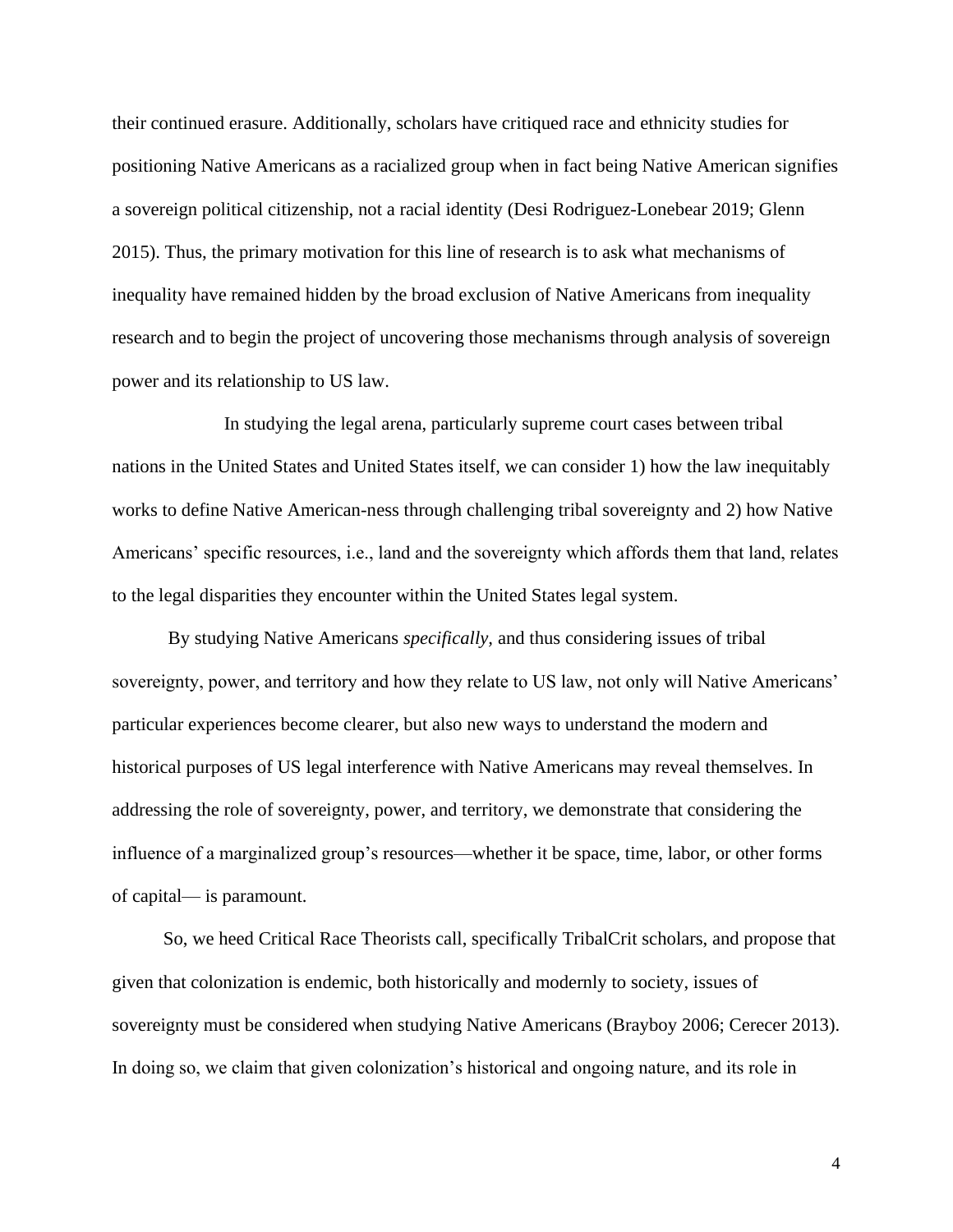their continued erasure. Additionally, scholars have critiqued race and ethnicity studies for positioning Native Americans as a racialized group when in fact being Native American signifies a sovereign political citizenship, not a racial identity (Desi Rodriguez-Lonebear 2019; Glenn 2015). Thus, the primary motivation for this line of research is to ask what mechanisms of inequality have remained hidden by the broad exclusion of Native Americans from inequality research and to begin the project of uncovering those mechanisms through analysis of sovereign power and its relationship to US law.

In studying the legal arena, particularly supreme court cases between tribal nations in the United States and United States itself, we can consider 1) how the law inequitably works to define Native American-ness through challenging tribal sovereignty and 2) how Native Americans' specific resources, i.e., land and the sovereignty which affords them that land, relates to the legal disparities they encounter within the United States legal system.

By studying Native Americans *specifically,* and thus considering issues of tribal sovereignty, power, and territory and how they relate to US law, not only will Native Americans' particular experiences become clearer, but also new ways to understand the modern and historical purposes of US legal interference with Native Americans may reveal themselves. In addressing the role of sovereignty, power, and territory, we demonstrate that considering the influence of a marginalized group's resources—whether it be space, time, labor, or other forms of capital— is paramount.

So, we heed Critical Race Theorists call, specifically TribalCrit scholars, and propose that given that colonization is endemic, both historically and modernly to society, issues of sovereignty must be considered when studying Native Americans (Brayboy 2006; Cerecer 2013). In doing so, we claim that given colonization's historical and ongoing nature, and its role in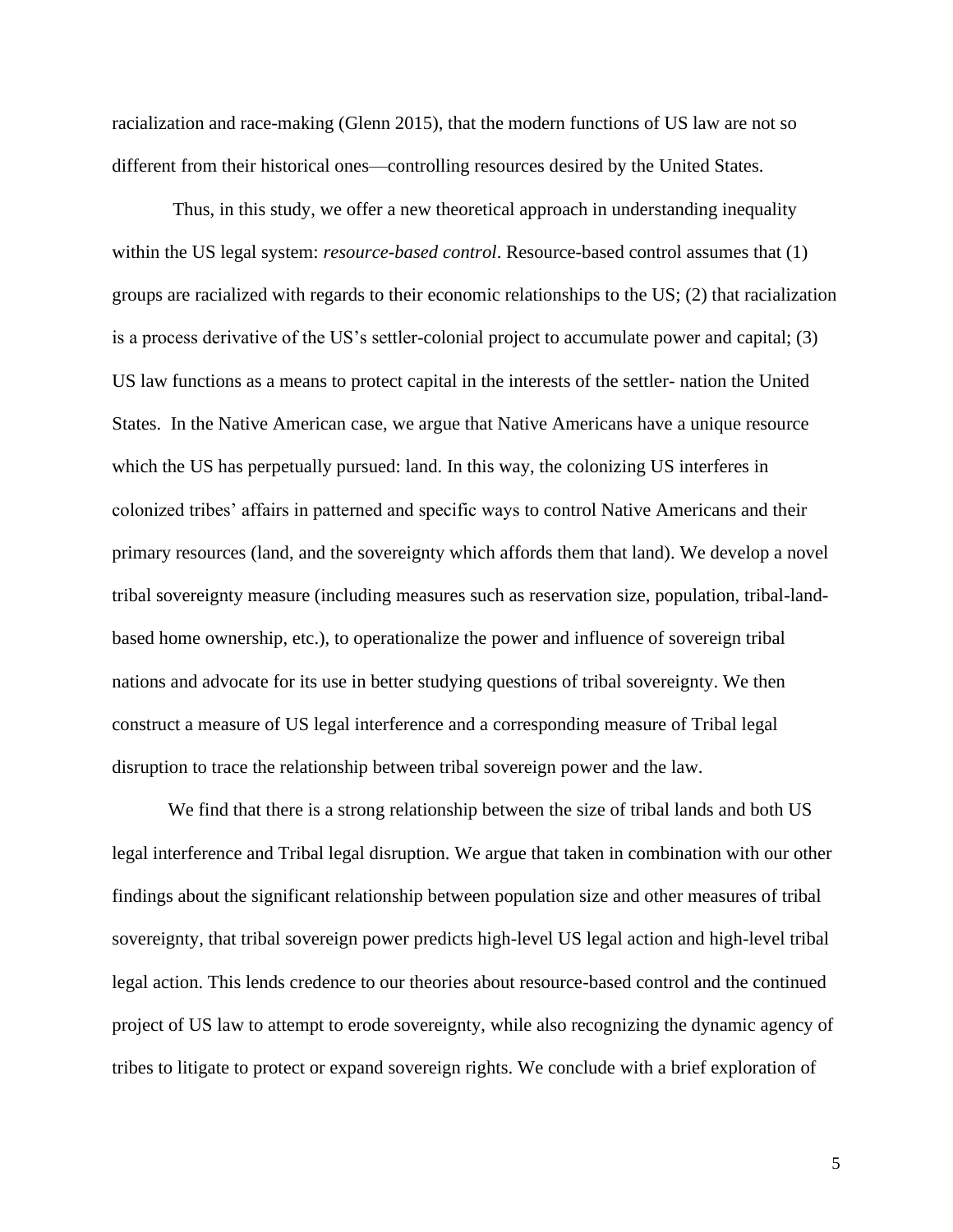racialization and race-making (Glenn 2015), that the modern functions of US law are not so different from their historical ones—controlling resources desired by the United States.

Thus, in this study, we offer a new theoretical approach in understanding inequality within the US legal system: *resource-based control*. Resource-based control assumes that (1) groups are racialized with regards to their economic relationships to the US; (2) that racialization is a process derivative of the US's settler-colonial project to accumulate power and capital; (3) US law functions as a means to protect capital in the interests of the settler- nation the United States. In the Native American case, we argue that Native Americans have a unique resource which the US has perpetually pursued: land. In this way, the colonizing US interferes in colonized tribes' affairs in patterned and specific ways to control Native Americans and their primary resources (land, and the sovereignty which affords them that land). We develop a novel tribal sovereignty measure (including measures such as reservation size, population, tribal-land-based home ownership, etc.), to operationalize the power and influence of sovereign tribal nations and advocate for its use in better studying questions of tribal sovereignty. We then construct a measure of US legal interference and a corresponding measure of Tribal legal disruption to trace the relationship between tribal sovereign power and the law.

We find that there is a strong relationship between the size of tribal lands and both US legal interference and Tribal legal disruption. We argue that taken in combination with our other findings about the significant relationship between population size and other measures of tribal sovereignty, that tribal sovereign power predicts high-level US legal action and high-level tribal legal action. This lends credence to our theories about resource-based control and the continued project of US law to attempt to erode sovereignty, while also recognizing the dynamic agency of tribes to litigate to protect or expand sovereign rights. We conclude with a brief exploration of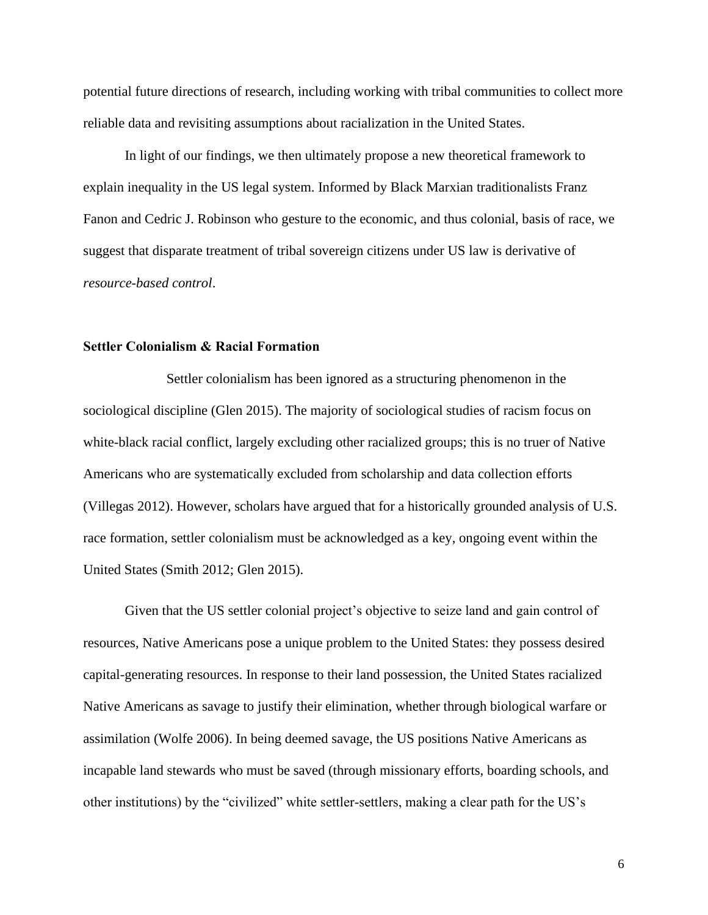potential future directions of research, including working with tribal communities to collect more reliable data and revisiting assumptions about racialization in the United States.

In light of our findings, we then ultimately propose a new theoretical framework to explain inequality in the US legal system. Informed by Black Marxian traditionalists Franz Fanon and Cedric J. Robinson who gesture to the economic, and thus colonial, basis of race, we suggest that disparate treatment of tribal sovereign citizens under US law is derivative of *resource-based control*.

### Settler Colonialism & Racial Formation

Settler colonialism has been ignored as a structuring phenomenon in the sociological discipline (Glen 2015). The majority of sociological studies of racism focus on white-black racial conflict, largely excluding other racialized groups; this is no truer of Native Americans who are systematically excluded from scholarship and data collection efforts (Villegas 2012). However, scholars have argued that for a historically grounded analysis of U.S. race formation, settler colonialism must be acknowledged as a key, ongoing event within the United States (Smith 2012; Glen 2015).

Given that the US settler colonial project's objective to seize land and gain control of resources, Native Americans pose a unique problem to the United States: they possess desired capital-generating resources. In response to their land possession, the United States racialized Native Americans as savage to justify their elimination, whether through biological warfare or assimilation (Wolfe 2006). In being deemed savage, the US positions Native Americans as incapable land stewards who must be saved (through missionary efforts, boarding schools, and other institutions) by the "civilized" white settler-settlers, making a clear path for the US's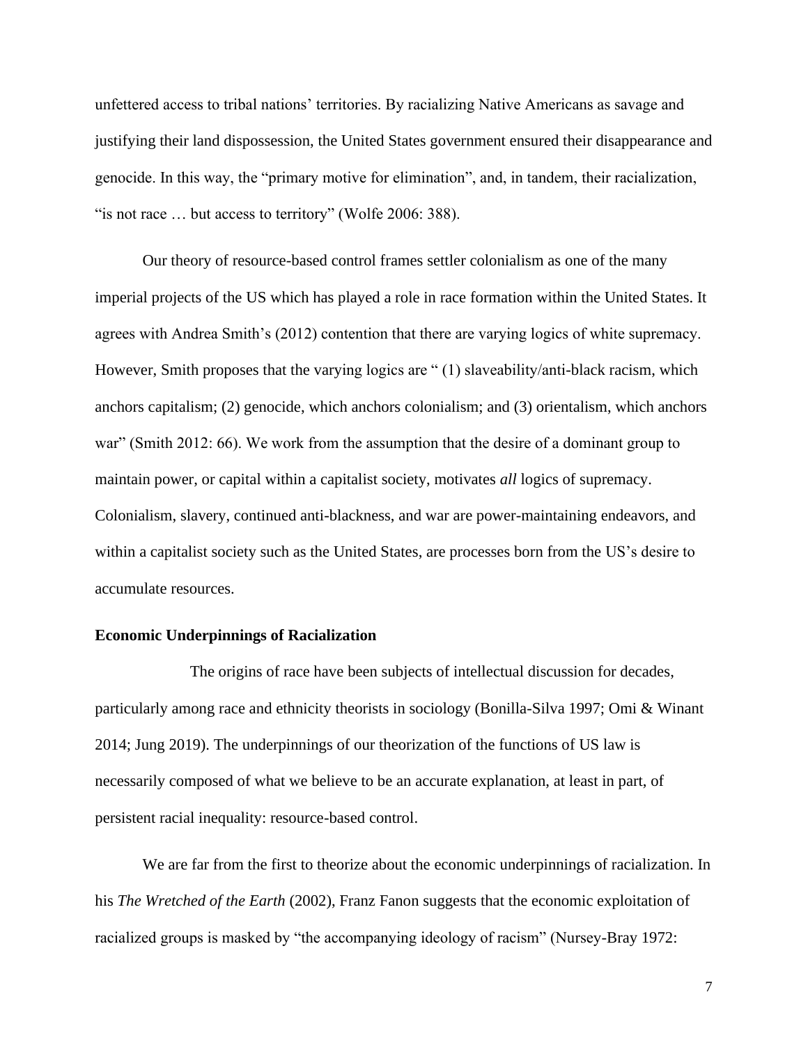unfettered access to tribal nations' territories. By racializing Native Americans as savage and justifying their land dispossession, the United States government ensured their disappearance and genocide. In this way, the "primary motive for elimination", and, in tandem, their racialization, "is not race … but access to territory" (Wolfe 2006: 388).

Our theory of resource-based control frames settler colonialism as one of the many imperial projects of the US which has played a role in race formation within the United States. It agrees with Andrea Smith's (2012) contention that there are varying logics of white supremacy. However, Smith proposes that the varying logics are " (1) slaveability/anti-black racism, which anchors capitalism; (2) genocide, which anchors colonialism; and (3) orientalism, which anchors war" (Smith 2012: 66). We work from the assumption that the desire of a dominant group to maintain power, or capital within a capitalist society, motivates *all* logics of supremacy. Colonialism, slavery, continued anti-blackness, and war are power-maintaining endeavors, and within a capitalist society such as the United States, are processes born from the US's desire to accumulate resources.

**Economic Underpinnings of Racialization**

The origins of race have been subjects of intellectual discussion for decades, particularly among race and ethnicity theorists in sociology (Bonilla-Silva 1997; Omi & Winant 2014; Jung 2019). The underpinnings of our theorization of the functions of US law is necessarily composed of what we believe to be an accurate explanation, at least in part, of persistent racial inequality: resource-based control.

We are far from the first to theorize about the economic underpinnings of racialization. In his *The Wretched of the Earth* (2002), Franz Fanon suggests that the economic exploitation of racialized groups is masked by "the accompanying ideology of racism" (Nursey-Bray 1972: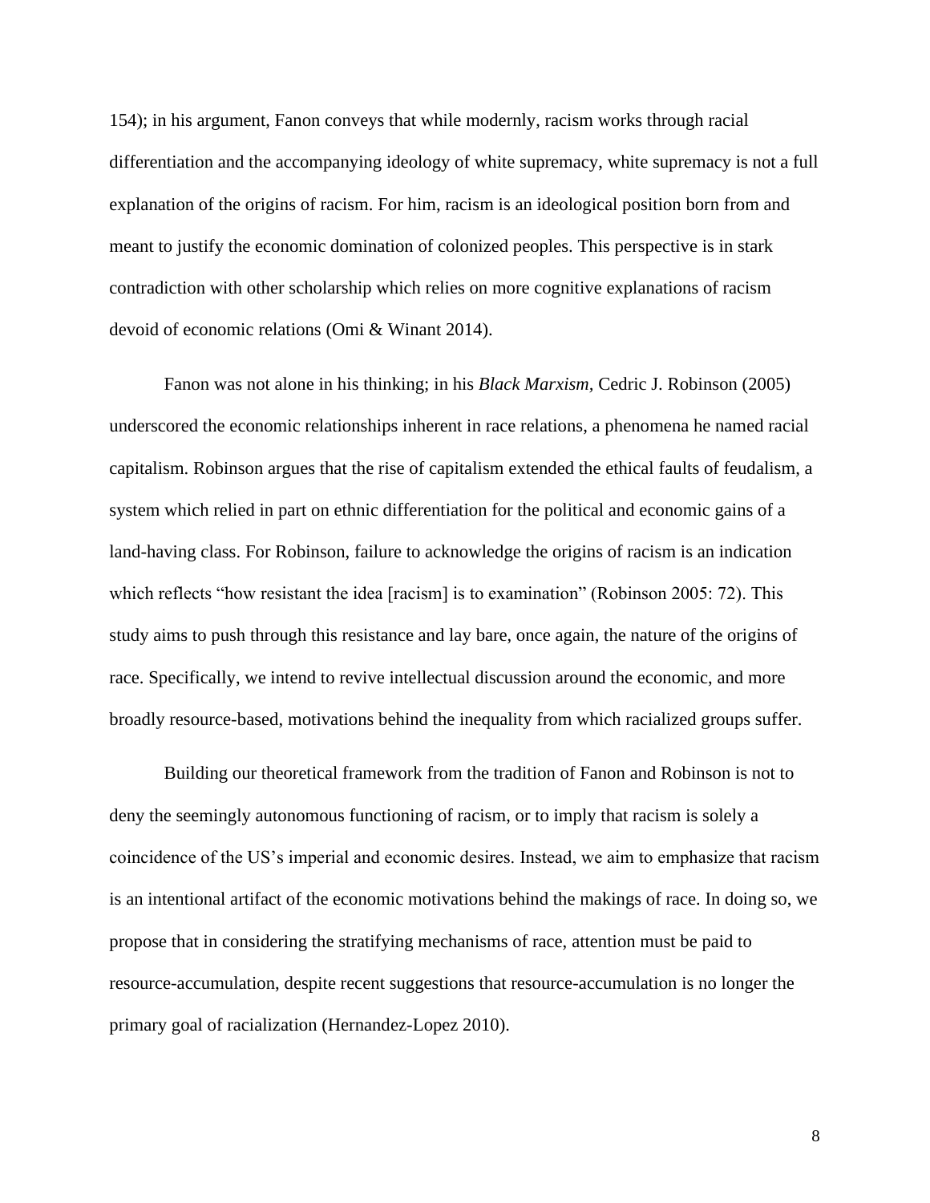154); in his argument, Fanon conveys that while modernly, racism works through racial differentiation and the accompanying ideology of white supremacy, white supremacy is not a full explanation of the origins of racism. For him, racism is an ideological position born from and meant to justify the economic domination of colonized peoples. This perspective is in stark contradiction with other scholarship which relies on more cognitive explanations of racism devoid of economic relations (Omi & Winant 2014).

Fanon was not alone in his thinking; in his *Black Marxism,* Cedric J. Robinson (2005) underscored the economic relationships inherent in race relations, a phenomena he named racial capitalism. Robinson argues that the rise of capitalism extended the ethical faults of feudalism, a system which relied in part on ethnic differentiation for the political and economic gains of a land-having class. For Robinson, failure to acknowledge the origins of racism is an indication which reflects "how resistant the idea [racism] is to examination" (Robinson 2005: 72). This study aims to push through this resistance and lay bare, once again, the nature of the origins of race. Specifically, we intend to revive intellectual discussion around the economic, and more broadly resource-based, motivations behind the inequality from which racialized groups suffer.

Building our theoretical framework from the tradition of Fanon and Robinson is not to deny the seemingly autonomous functioning of racism, or to imply that racism is solely a coincidence of the US's imperial and economic desires. Instead, we aim to emphasize that racism is an intentional artifact of the economic motivations behind the makings of race. In doing so, we propose that in considering the stratifying mechanisms of race, attention must be paid to resource-accumulation, despite recent suggestions that resource-accumulation is no longer the primary goal of racialization (Hernandez-Lopez 2010).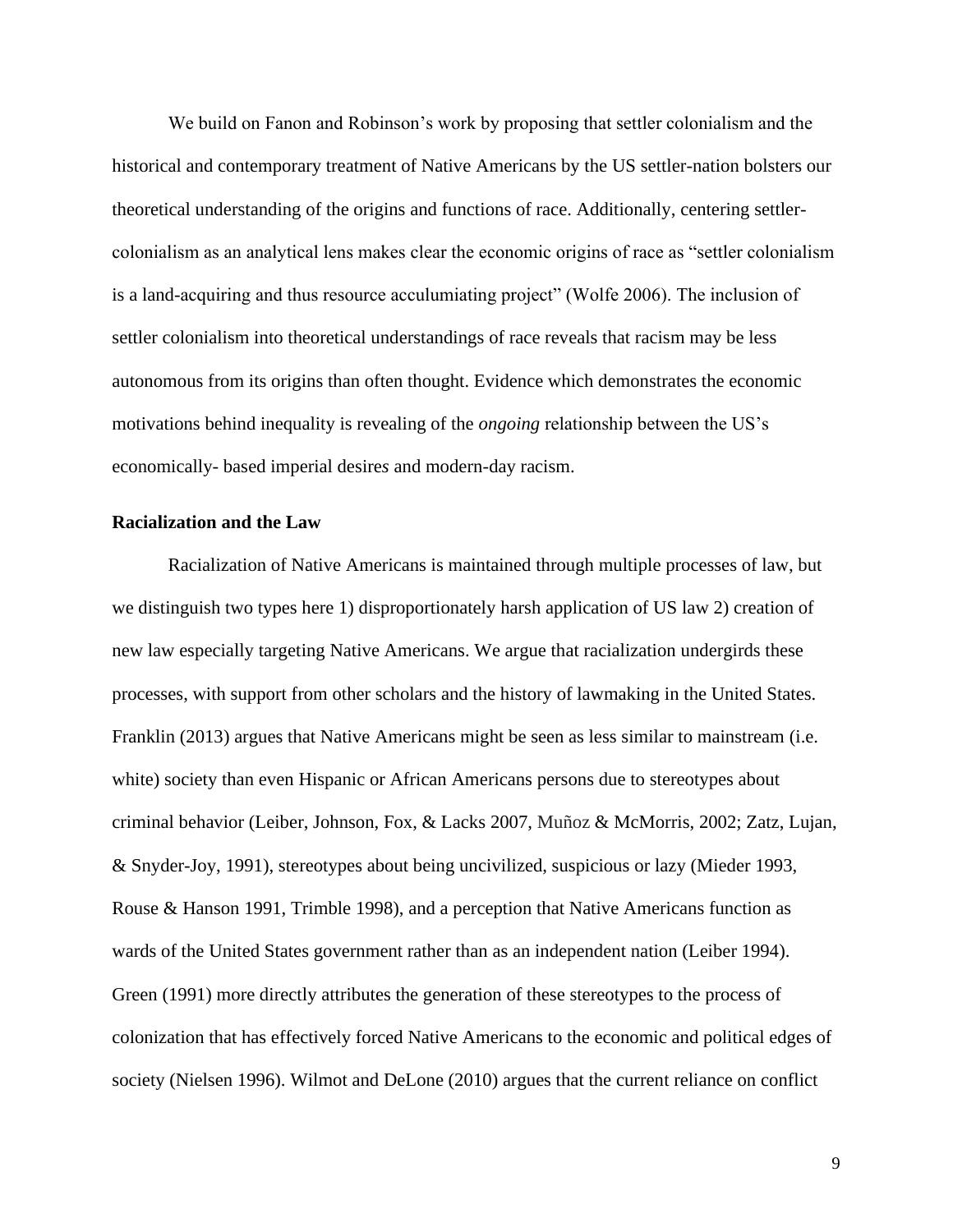We build on Fanon and Robinson's work by proposing that settler colonialism and the historical and contemporary treatment of Native Americans by the US settler-nation bolsters our theoretical understanding of the origins and functions of race. Additionally, centering settler-colonialism as an analytical lens makes clear the economic origins of race as "settler colonialism is a land-acquiring and thus resource acculumiating project" (Wolfe 2006). The inclusion of settler colonialism into theoretical understandings of race reveals that racism may be less autonomous from its origins than often thought. Evidence which demonstrates the economic motivations behind inequality is revealing of the *ongoing* relationship between the US's economically- based imperial desires and modern-day racism.

**Racialization and the Law**

Racialization of Native Americans is maintained through multiple processes of law, but we distinguish two types here 1) disproportionately harsh application of US law 2) creation of new law especially targeting Native Americans. We argue that racialization undergirds these processes, with support from other scholars and the history of lawmaking in the United States. Franklin (2013) argues that Native Americans might be seen as less similar to mainstream (i.e. white) society than even Hispanic or African Americans persons due to stereotypes about criminal behavior (Leiber, Johnson, Fox, & Lacks 2007, Muñoz & McMorris, 2002; Zatz, Lujan, & Snyder-Joy, 1991), stereotypes about being uncivilized, suspicious or lazy (Mieder 1993, Rouse & Hanson 1991, Trimble 1998), and a perception that Native Americans function as wards of the United States government rather than as an independent nation (Leiber 1994). Green (1991) more directly attributes the generation of these stereotypes to the process of colonization that has effectively forced Native Americans to the economic and political edges of society (Nielsen 1996). Wilmot and DeLone (2010) argues that the current reliance on conflict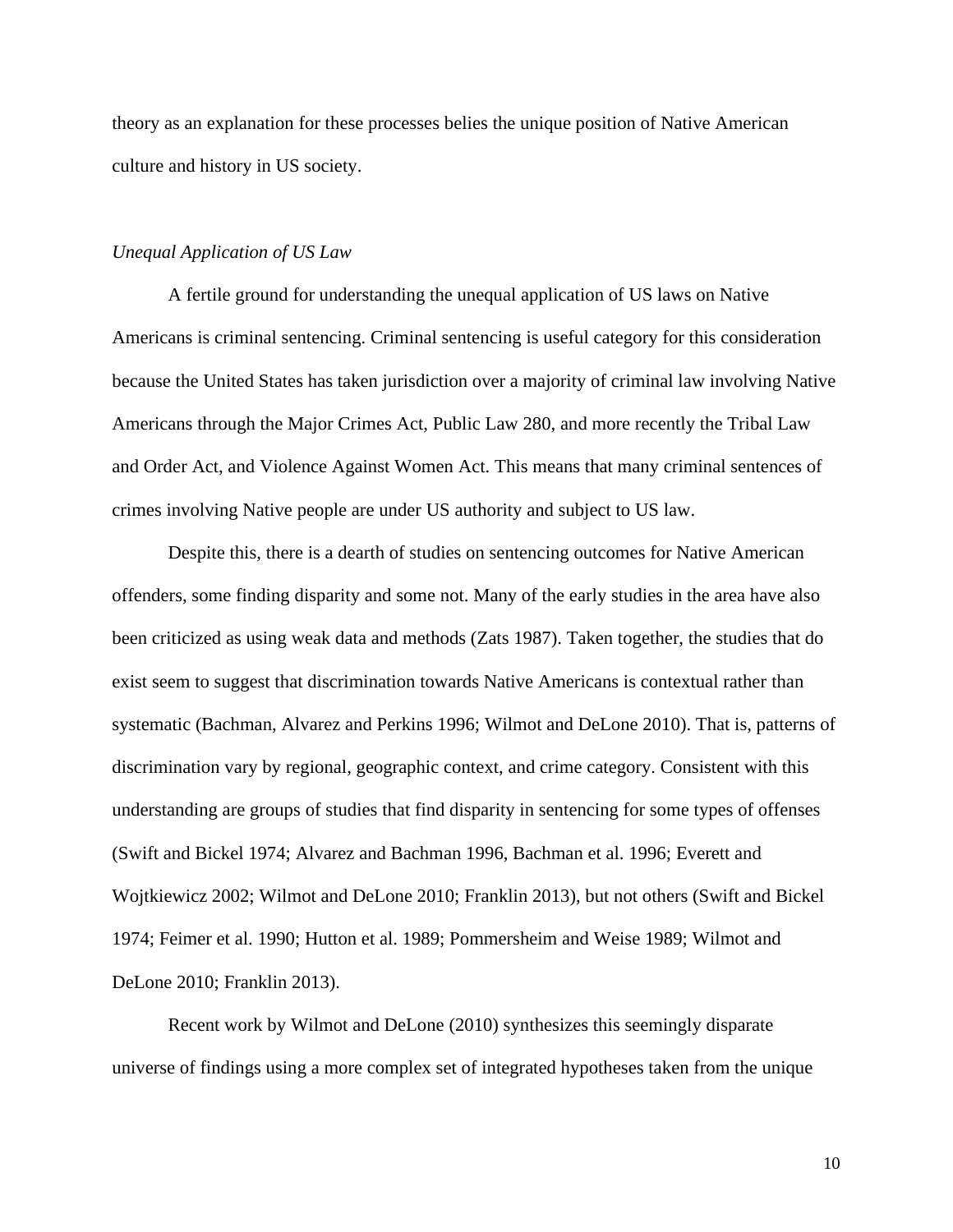theory as an explanation for these processes belies the unique position of Native American culture and history in US society.

*Unequal Application of US Law*

A fertile ground for understanding the unequal application of US laws on Native Americans is criminal sentencing. Criminal sentencing is useful category for this consideration because the United States has taken jurisdiction over a majority of criminal law involving Native Americans through the Major Crimes Act, Public Law 280, and more recently the Tribal Law and Order Act, and Violence Against Women Act. This means that many criminal sentences of crimes involving Native people are under US authority and subject to US law.

Despite this, there is a dearth of studies on sentencing outcomes for Native American offenders, some finding disparity and some not. Many of the early studies in the area have also been criticized as using weak data and methods (Zats 1987). Taken together, the studies that do exist seem to suggest that discrimination towards Native Americans is contextual rather than systematic (Bachman, Alvarez and Perkins 1996; Wilmot and DeLone 2010). That is, patterns of discrimination vary by regional, geographic context, and crime category. Consistent with this understanding are groups of studies that find disparity in sentencing for some types of offenses (Swift and Bickel 1974; Alvarez and Bachman 1996, Bachman et al. 1996; Everett and Wojtkiewicz 2002; Wilmot and DeLone 2010; Franklin 2013), but not others (Swift and Bickel 1974; Feimer et al. 1990; Hutton et al. 1989; Pommersheim and Weise 1989; Wilmot and DeLone 2010; Franklin 2013).

Recent work by Wilmot and DeLone (2010) synthesizes this seemingly disparate universe of findings using a more complex set of integrated hypotheses taken from the unique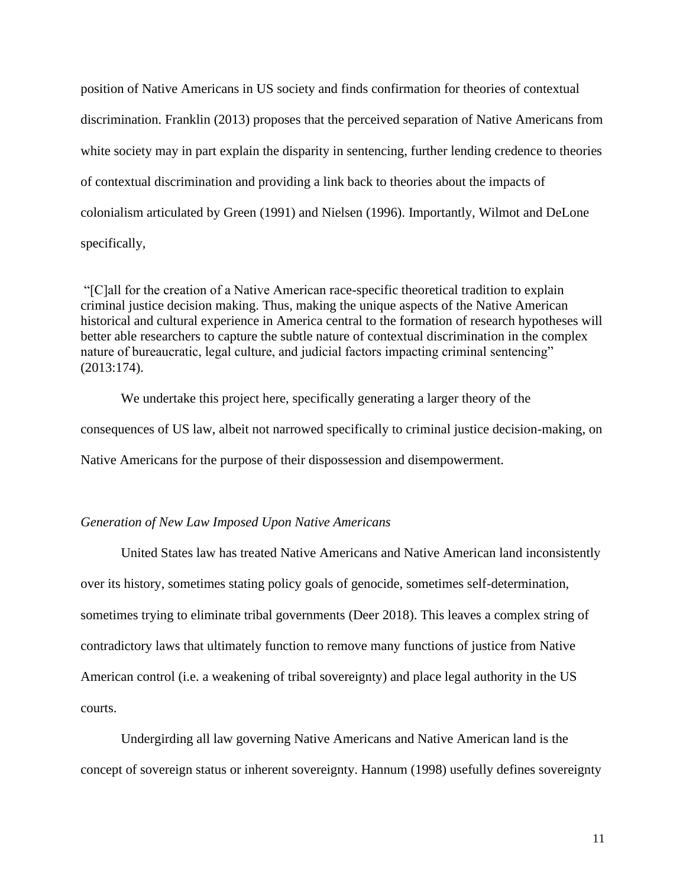position of Native Americans in US society and finds confirmation for theories of contextual discrimination. Franklin (2013) proposes that the perceived separation of Native Americans from white society may in part explain the disparity in sentencing, further lending credence to theories of contextual discrimination and providing a link back to theories about the impacts of colonialism articulated by Green (1991) and Nielsen (1996). Importantly, Wilmot and DeLone specifically,

> "[C]all for the creation of a Native American race-specific theoretical tradition to explain criminal justice decision making. Thus, making the unique aspects of the Native American historical and cultural experience in America central to the formation of research hypotheses will better able researchers to capture the subtle nature of contextual discrimination in the complex nature of bureaucratic, legal culture, and judicial factors impacting criminal sentencing" (2013:174).

We undertake this project here, specifically generating a larger theory of the consequences of US law, albeit not narrowed specifically to criminal justice decision-making, on Native Americans for the purpose of their dispossession and disempowerment.

*Generation of New Law Imposed Upon Native Americans*

United States law has treated Native Americans and Native American land inconsistently over its history, sometimes stating policy goals of genocide, sometimes self-determination, sometimes trying to eliminate tribal governments (Deer 2018). This leaves a complex string of contradictory laws that ultimately function to remove many functions of justice from Native American control (i.e. a weakening of tribal sovereignty) and place legal authority in the US courts.

Undergirding all law governing Native Americans and Native American land is the concept of sovereign status or inherent sovereignty. Hannum (1998) usefully defines sovereignty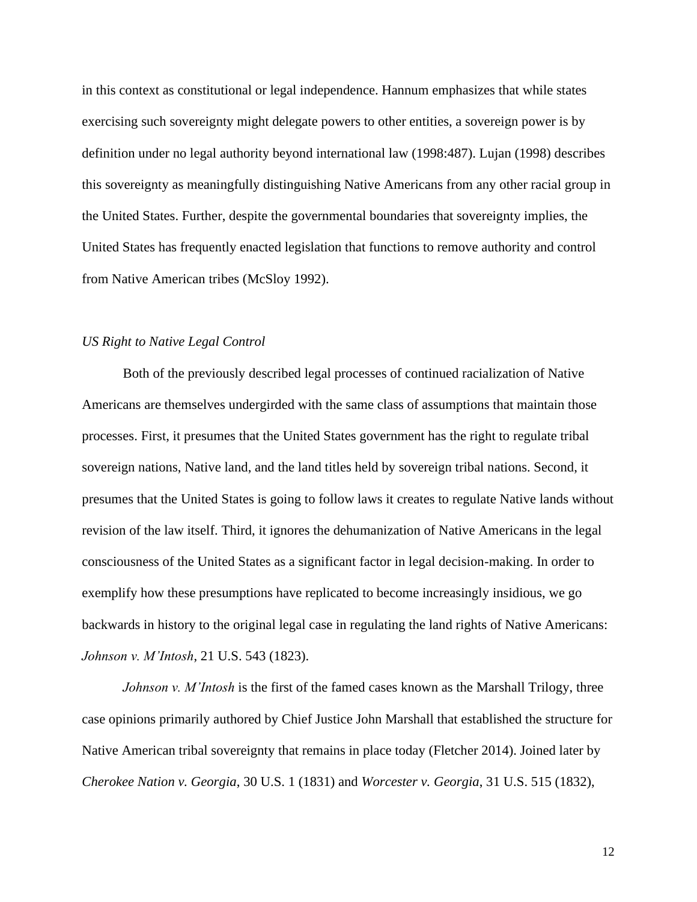in this context as constitutional or legal independence. Hannum emphasizes that while states exercising such sovereignty might delegate powers to other entities, a sovereign power is by definition under no legal authority beyond international law (1998:487). Lujan (1998) describes this sovereignty as meaningfully distinguishing Native Americans from any other racial group in the United States. Further, despite the governmental boundaries that sovereignty implies, the United States has frequently enacted legislation that functions to remove authority and control from Native American tribes (McSloy 1992).

### *US Right to Native Legal Control*

Both of the previously described legal processes of continued racialization of Native Americans are themselves undergirded with the same class of assumptions that maintain those processes. First, it presumes that the United States government has the right to regulate tribal sovereign nations, Native land, and the land titles held by sovereign tribal nations. Second, it presumes that the United States is going to follow laws it creates to regulate Native lands without revision of the law itself. Third, it ignores the dehumanization of Native Americans in the legal consciousness of the United States as a significant factor in legal decision-making. In order to exemplify how these presumptions have replicated to become increasingly insidious, we go backwards in history to the original legal case in regulating the land rights of Native Americans: *Johnson v. M'Intosh*, 21 U.S. 543 (1823).

*Johnson v. M'Intosh* is the first of the famed cases known as the Marshall Trilogy, three case opinions primarily authored by Chief Justice John Marshall that established the structure for Native American tribal sovereignty that remains in place today (Fletcher 2014). Joined later by *Cherokee Nation v. Georgia*, 30 U.S. 1 (1831) and *Worcester v. Georgia*, 31 U.S. 515 (1832),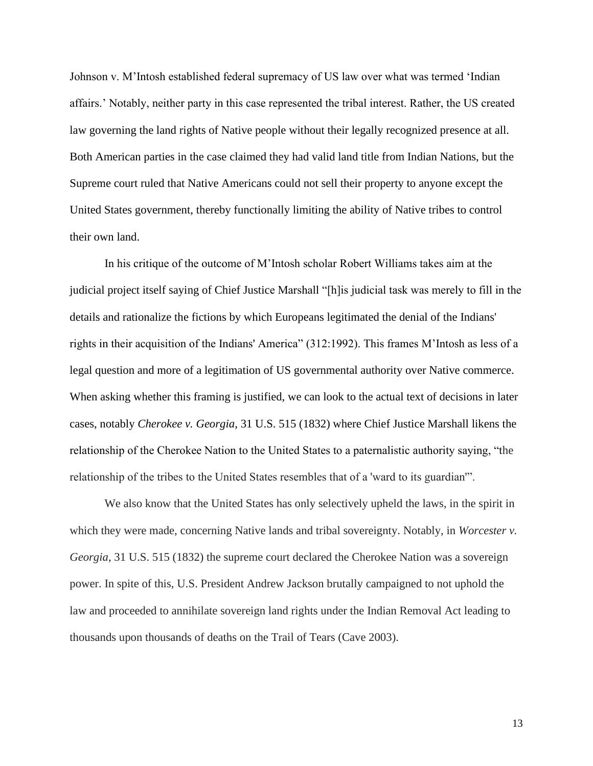Johnson v. M'Intosh established federal supremacy of US law over what was termed 'Indian affairs.' Notably, neither party in this case represented the tribal interest. Rather, the US created law governing the land rights of Native people without their legally recognized presence at all. Both American parties in the case claimed they had valid land title from Indian Nations, but the Supreme court ruled that Native Americans could not sell their property to anyone except the United States government, thereby functionally limiting the ability of Native tribes to control their own land.

In his critique of the outcome of M'Intosh scholar Robert Williams takes aim at the judicial project itself saying of Chief Justice Marshall "[h]is judicial task was merely to fill in the details and rationalize the fictions by which Europeans legitimated the denial of the Indians' rights in their acquisition of the Indians' America" (312:1992). This frames M'Intosh as less of a legal question and more of a legitimation of US governmental authority over Native commerce. When asking whether this framing is justified, we can look to the actual text of decisions in later cases, notably *Cherokee v. Georgia*, 31 U.S. 515 (1832) where Chief Justice Marshall likens the relationship of the Cherokee Nation to the United States to a paternalistic authority saying, "the relationship of the tribes to the United States resembles that of a 'ward to its guardian'".

We also know that the United States has only selectively upheld the laws, in the spirit in which they were made, concerning Native lands and tribal sovereignty. Notably, in *Worcester v. Georgia*, 31 U.S. 515 (1832) the supreme court declared the Cherokee Nation was a sovereign power. In spite of this, U.S. President Andrew Jackson brutally campaigned to not uphold the law and proceeded to annihilate sovereign land rights under the Indian Removal Act leading to thousands upon thousands of deaths on the Trail of Tears (Cave 2003).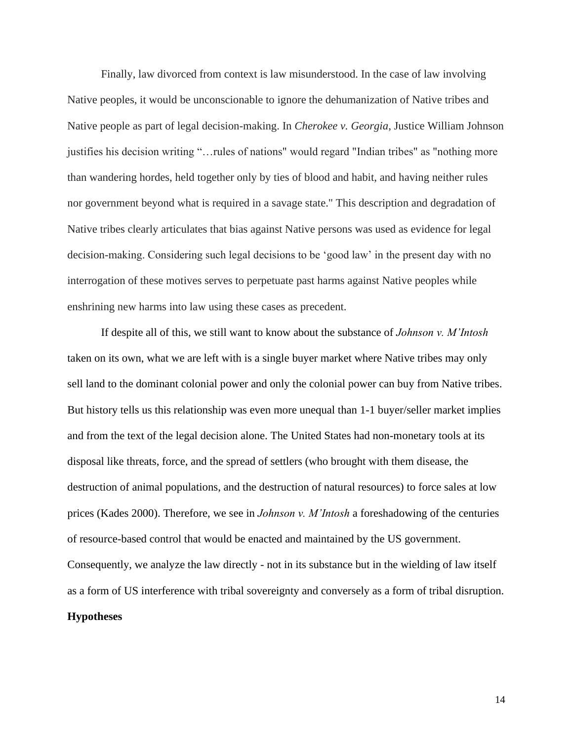Finally, law divorced from context is law misunderstood. In the case of law involving Native peoples, it would be unconscionable to ignore the dehumanization of Native tribes and Native people as part of legal decision-making. In *Cherokee v. Georgia*, Justice William Johnson justifies his decision writing "…rules of nations" would regard "Indian tribes" as "nothing more than wandering hordes, held together only by ties of blood and habit, and having neither rules nor government beyond what is required in a savage state." This description and degradation of Native tribes clearly articulates that bias against Native persons was used as evidence for legal decision-making. Considering such legal decisions to be 'good law' in the present day with no interrogation of these motives serves to perpetuate past harms against Native peoples while enshrining new harms into law using these cases as precedent.

If despite all of this, we still want to know about the substance of *Johnson v. M'Intosh* taken on its own, what we are left with is a single buyer market where Native tribes may only sell land to the dominant colonial power and only the colonial power can buy from Native tribes. But history tells us this relationship was even more unequal than 1-1 buyer/seller market implies and from the text of the legal decision alone. The United States had non-monetary tools at its disposal like threats, force, and the spread of settlers (who brought with them disease, the destruction of animal populations, and the destruction of natural resources) to force sales at low prices (Kades 2000). Therefore, we see in *Johnson v. M'Intosh* a foreshadowing of the centuries of resource-based control that would be enacted and maintained by the US government. Consequently, we analyze the law directly - not in its substance but in the wielding of law itself as a form of US interference with tribal sovereignty and conversely as a form of tribal disruption.

**Hypotheses**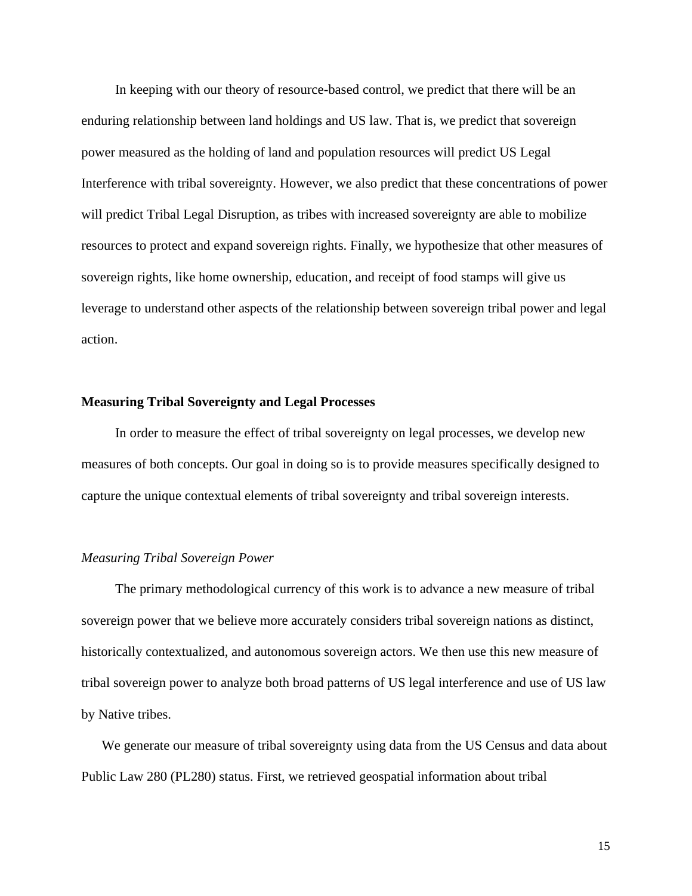In keeping with our theory of resource-based control, we predict that there will be an enduring relationship between land holdings and US law. That is, we predict that sovereign power measured as the holding of land and population resources will predict US Legal Interference with tribal sovereignty. However, we also predict that these concentrations of power will predict Tribal Legal Disruption, as tribes with increased sovereignty are able to mobilize resources to protect and expand sovereign rights. Finally, we hypothesize that other measures of sovereign rights, like home ownership, education, and receipt of food stamps will give us leverage to understand other aspects of the relationship between sovereign tribal power and legal action.

**Measuring Tribal Sovereignty and Legal Processes**

In order to measure the effect of tribal sovereignty on legal processes, we develop new measures of both concepts. Our goal in doing so is to provide measures specifically designed to capture the unique contextual elements of tribal sovereignty and tribal sovereign interests.

*Measuring Tribal Sovereign Power*

The primary methodological currency of this work is to advance a new measure of tribal sovereign power that we believe more accurately considers tribal sovereign nations as distinct, historically contextualized, and autonomous sovereign actors. We then use this new measure of tribal sovereign power to analyze both broad patterns of US legal interference and use of US law by Native tribes.

We generate our measure of tribal sovereignty using data from the US Census and data about Public Law 280 (PL280) status. First, we retrieved geospatial information about tribal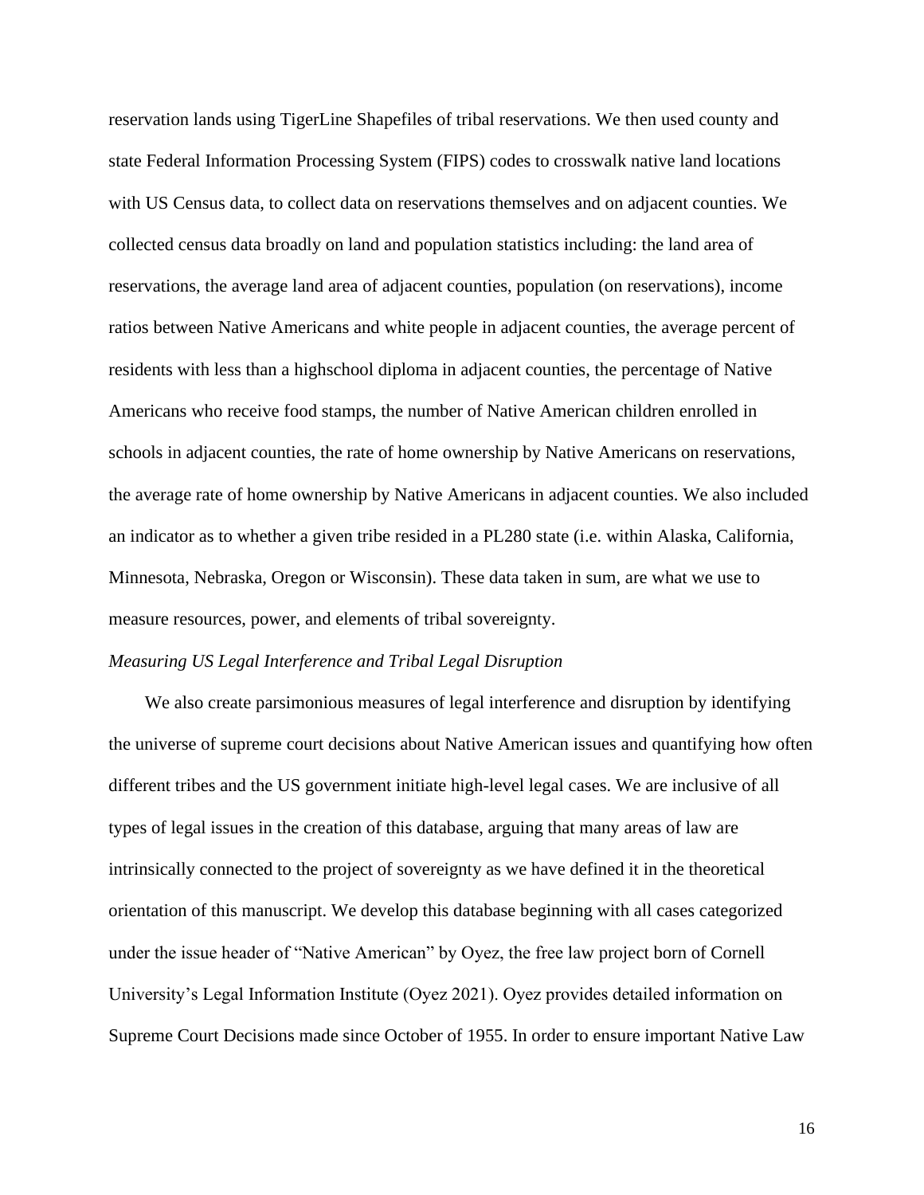reservation lands using TigerLine Shapefiles of tribal reservations. We then used county and state Federal Information Processing System (FIPS) codes to crosswalk native land locations with US Census data, to collect data on reservations themselves and on adjacent counties. We collected census data broadly on land and population statistics including: the land area of reservations, the average land area of adjacent counties, population (on reservations), income ratios between Native Americans and white people in adjacent counties, the average percent of residents with less than a highschool diploma in adjacent counties, the percentage of Native Americans who receive food stamps, the number of Native American children enrolled in schools in adjacent counties, the rate of home ownership by Native Americans on reservations, the average rate of home ownership by Native Americans in adjacent counties. We also included an indicator as to whether a given tribe resided in a PL280 state (i.e. within Alaska, California, Minnesota, Nebraska, Oregon or Wisconsin). These data taken in sum, are what we use to measure resources, power, and elements of tribal sovereignty.

*Measuring US Legal Interference and Tribal Legal Disruption*

We also create parsimonious measures of legal interference and disruption by identifying the universe of supreme court decisions about Native American issues and quantifying how often different tribes and the US government initiate high-level legal cases. We are inclusive of all types of legal issues in the creation of this database, arguing that many areas of law are intrinsically connected to the project of sovereignty as we have defined it in the theoretical orientation of this manuscript. We develop this database beginning with all cases categorized under the issue header of "Native American" by Oyez, the free law project born of Cornell University's Legal Information Institute (Oyez 2021). Oyez provides detailed information on Supreme Court Decisions made since October of 1955. In order to ensure important Native Law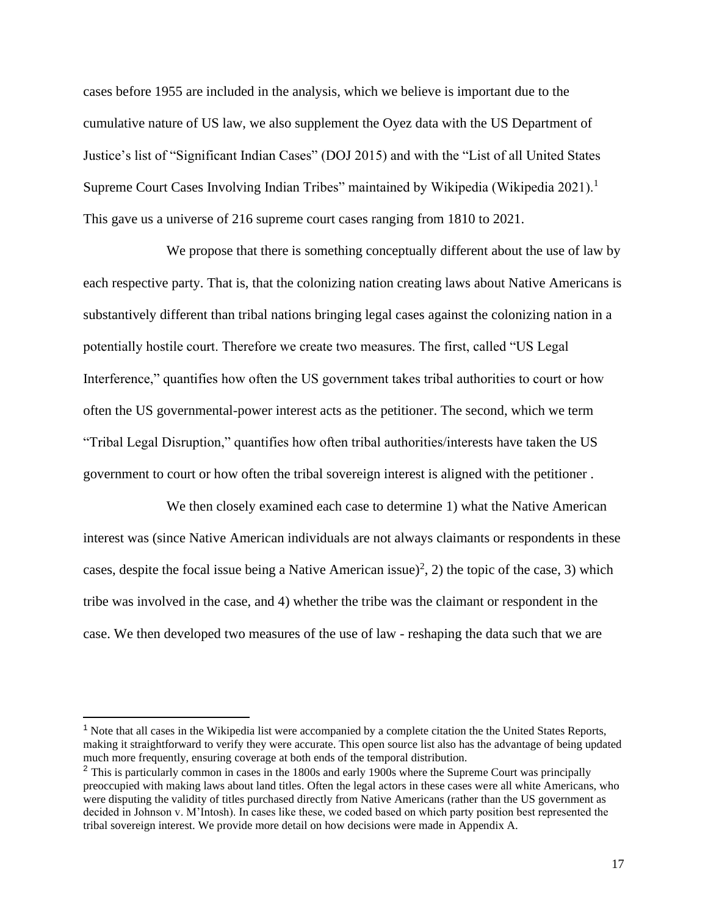cases before 1955 are included in the analysis, which we believe is important due to the cumulative nature of US law, we also supplement the Oyez data with the US Department of Justice's list of "Significant Indian Cases" (DOJ 2015) and with the "List of all United States Supreme Court Cases Involving Indian Tribes" maintained by Wikipedia (Wikipedia 2021).[1] This gave us a universe of 216 supreme court cases ranging from 1810 to 2021.

We propose that there is something conceptually different about the use of law by each respective party. That is, that the colonizing nation creating laws about Native Americans is substantively different than tribal nations bringing legal cases against the colonizing nation in a potentially hostile court. Therefore we create two measures. The first, called "US Legal Interference," quantifies how often the US government takes tribal authorities to court or how often the US governmental-power interest acts as the petitioner. The second, which we term "Tribal Legal Disruption," quantifies how often tribal authorities/interests have taken the US government to court or how often the tribal sovereign interest is aligned with the petitioner .

We then closely examined each case to determine 1) what the Native American interest was (since Native American individuals are not always claimants or respondents in these cases, despite the focal issue being a Native American issue)[2], 2) the topic of the case, 3) which tribe was involved in the case, and 4) whether the tribe was the claimant or respondent in the case. We then developed two measures of the use of law - reshaping the data such that we are

---

[1] Note that all cases in the Wikipedia list were accompanied by a complete citation the the United States Reports, making it straightforward to verify they were accurate. This open source list also has the advantage of being updated much more frequently, ensuring coverage at both ends of the temporal distribution.

[2] This is particularly common in cases in the 1800s and early 1900s where the Supreme Court was principally preoccupied with making laws about land titles. Often the legal actors in these cases were all white Americans, who were disputing the validity of titles purchased directly from Native Americans (rather than the US government as decided in Johnson v. M'Intosh). In cases like these, we coded based on which party position best represented the tribal sovereign interest. We provide more detail on how decisions were made in Appendix A.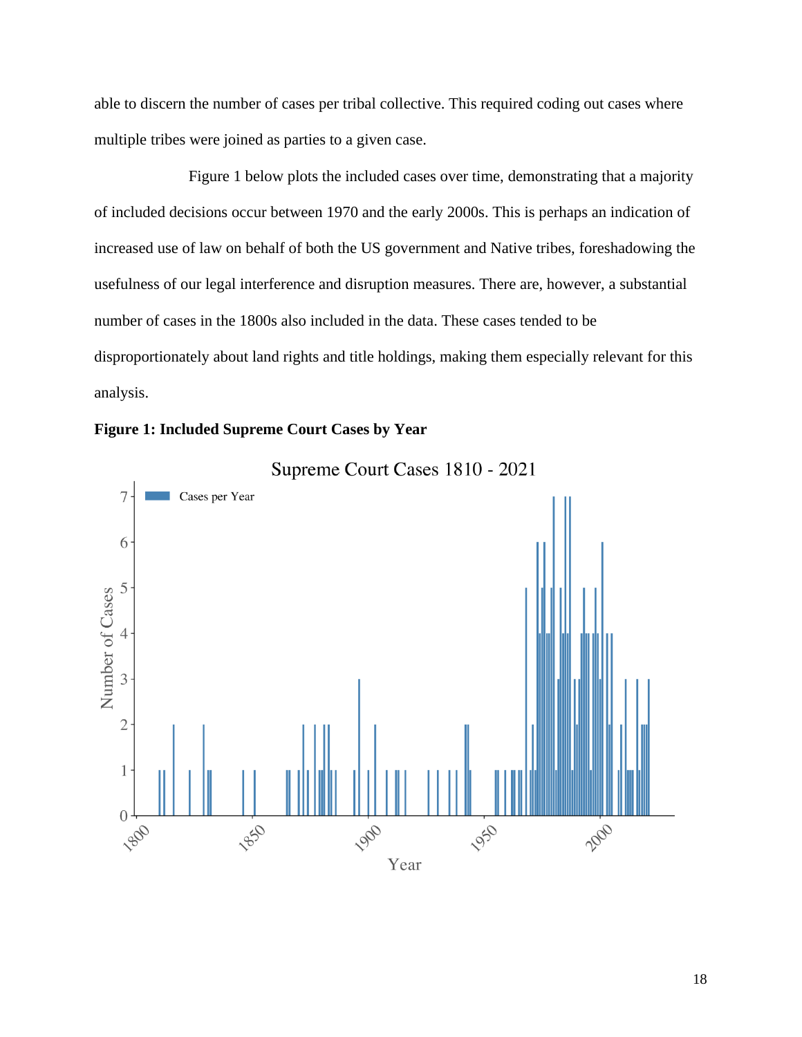able to discern the number of cases per tribal collective. This required coding out cases where multiple tribes were joined as parties to a given case.

Figure 1 below plots the included cases over time, demonstrating that a majority of included decisions occur between 1970 and the early 2000s. This is perhaps an indication of increased use of law on behalf of both the US government and Native tribes, foreshadowing the usefulness of our legal interference and disruption measures. There are, however, a substantial number of cases in the 1800s also included in the data. These cases tended to be disproportionately about land rights and title holdings, making them especially relevant for this analysis.

**Figure 1: Included Supreme Court Cases by Year**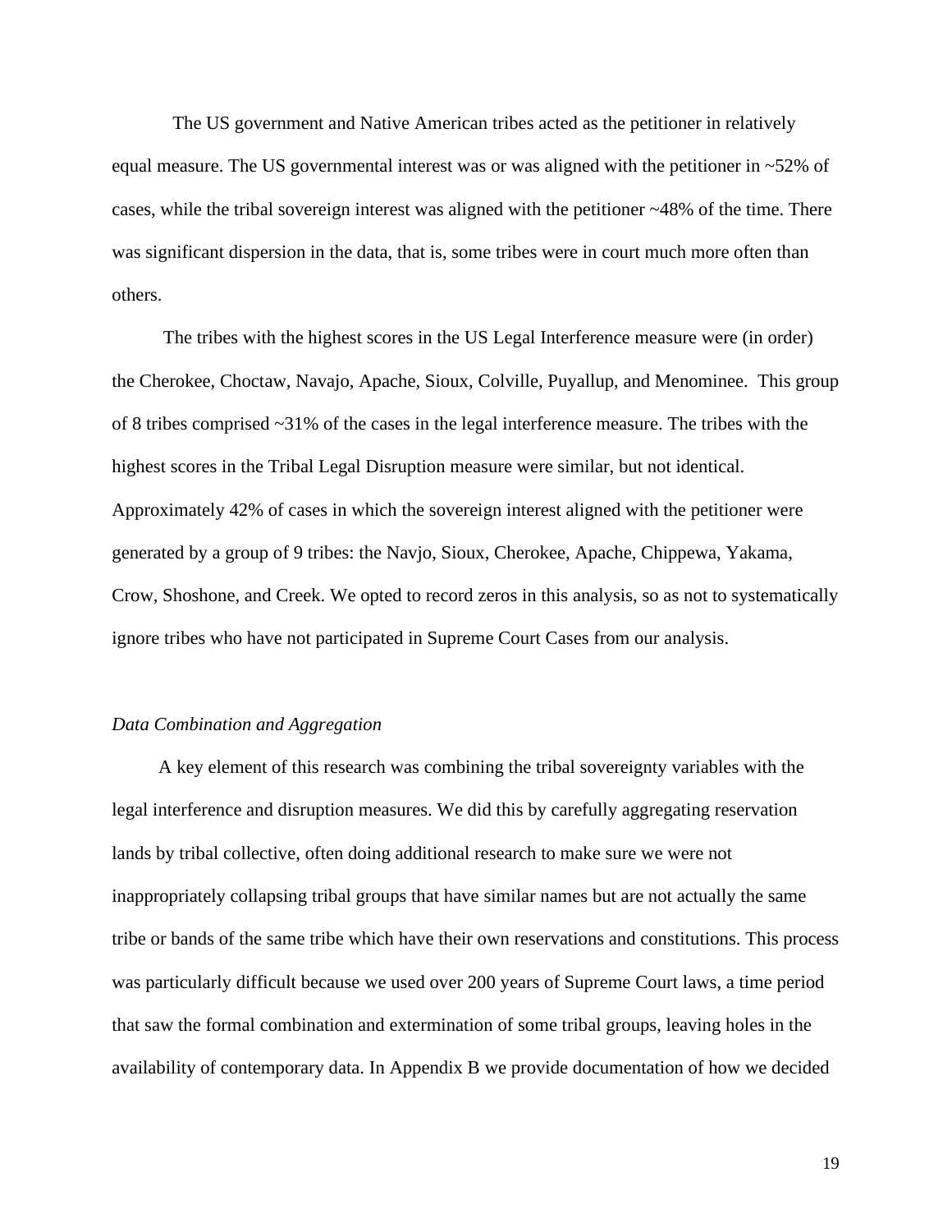The US government and Native American tribes acted as the petitioner in relatively equal measure. The US governmental interest was or was aligned with the petitioner in ~52% of cases, while the tribal sovereign interest was aligned with the petitioner ~48% of the time. There was significant dispersion in the data, that is, some tribes were in court much more often than others.

The tribes with the highest scores in the US Legal Interference measure were (in order) the Cherokee, Choctaw, Navajo, Apache, Sioux, Colville, Puyallup, and Menominee. This group of 8 tribes comprised ~31% of the cases in the legal interference measure. The tribes with the highest scores in the Tribal Legal Disruption measure were similar, but not identical. Approximately 42% of cases in which the sovereign interest aligned with the petitioner were generated by a group of 9 tribes: the Navjo, Sioux, Cherokee, Apache, Chippewa, Yakama, Crow, Shoshone, and Creek. We opted to record zeros in this analysis, so as not to systematically ignore tribes who have not participated in Supreme Court Cases from our analysis.

*Data Combination and Aggregation*

A key element of this research was combining the tribal sovereignty variables with the legal interference and disruption measures. We did this by carefully aggregating reservation lands by tribal collective, often doing additional research to make sure we were not inappropriately collapsing tribal groups that have similar names but are not actually the same tribe or bands of the same tribe which have their own reservations and constitutions. This process was particularly difficult because we used over 200 years of Supreme Court laws, a time period that saw the formal combination and extermination of some tribal groups, leaving holes in the availability of contemporary data. In Appendix B we provide documentation of how we decided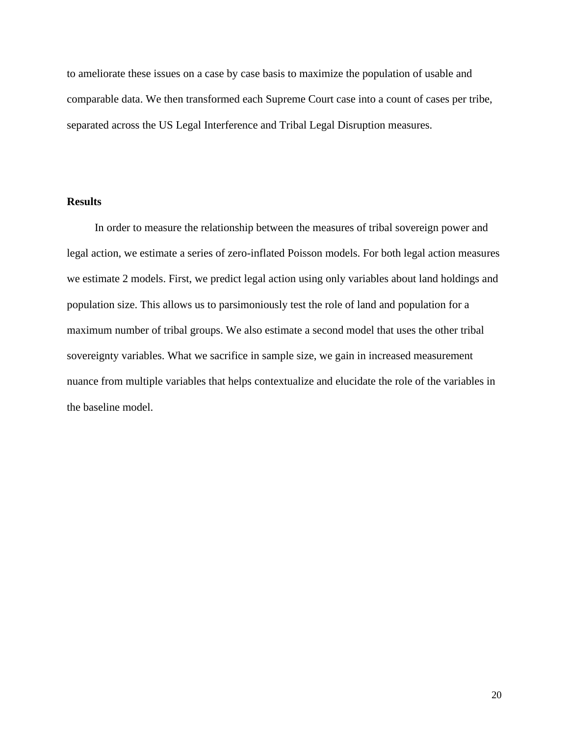to ameliorate these issues on a case by case basis to maximize the population of usable and comparable data. We then transformed each Supreme Court case into a count of cases per tribe, separated across the US Legal Interference and Tribal Legal Disruption measures.

## Results

In order to measure the relationship between the measures of tribal sovereign power and legal action, we estimate a series of zero-inflated Poisson models. For both legal action measures we estimate 2 models. First, we predict legal action using only variables about land holdings and population size. This allows us to parsimoniously test the role of land and population for a maximum number of tribal groups. We also estimate a second model that uses the other tribal sovereignty variables. What we sacrifice in sample size, we gain in increased measurement nuance from multiple variables that helps contextualize and elucidate the role of the variables in the baseline model.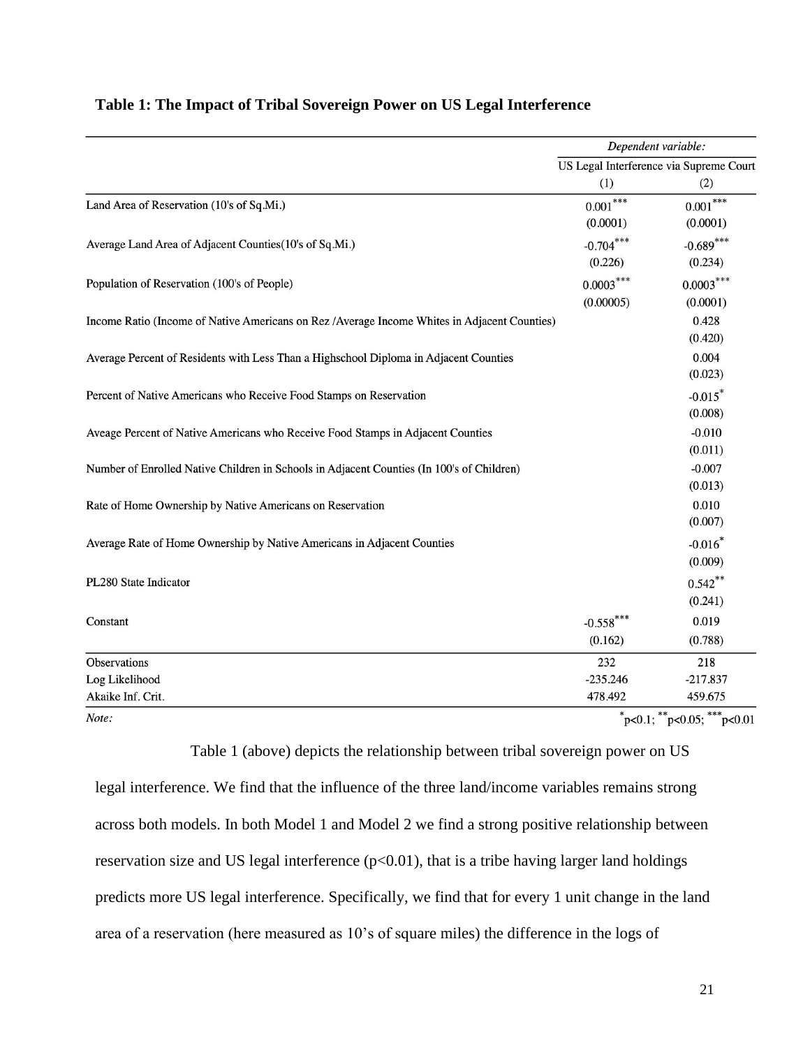**Table 1: The Impact of Tribal Sovereign Power on US Legal Interference**

| | *Dependent variable:* | |
|---|---|---|
| | US Legal Interference via Supreme Court | |
| | (1) | (2) |
| Land Area of Reservation (10's of Sq.Mi.) | 0.001*** | 0.001*** |
| | (0.0001) | (0.0001) |
| Average Land Area of Adjacent Counties(10's of Sq.Mi.) | -0.704*** | -0.689*** |
| | (0.226) | (0.234) |
| Population of Reservation (100's of People) | 0.0003*** | 0.0003*** |
| | (0.00005) | (0.0001) |
| Income Ratio (Income of Native Americans on Rez /Average Income Whites in Adjacent Counties) | | 0.428 |
| | | (0.420) |
| Average Percent of Residents with Less Than a Highschool Diploma in Adjacent Counties | | 0.004 |
| | | (0.023) |
| Percent of Native Americans who Receive Food Stamps on Reservation | | -0.015* |
| | | (0.008) |
| Aveage Percent of Native Americans who Receive Food Stamps in Adjacent Counties | | -0.010 |
| | | (0.011) |
| Number of Enrolled Native Children in Schools in Adjacent Counties (In 100's of Children) | | -0.007 |
| | | (0.013) |
| Rate of Home Ownership by Native Americans on Reservation | | 0.010 |
| | | (0.007) |
| Average Rate of Home Ownership by Native Americans in Adjacent Counties | | -0.016* |
| | | (0.009) |
| PL280 State Indicator | | 0.542** |
| | | (0.241) |
| Constant | -0.558*** | 0.019 |
| | (0.162) | (0.788) |
| Observations | 232 | 218 |
| Log Likelihood | -235.246 | -217.837 |
| Akaike Inf. Crit. | 478.492 | 459.675 |
| *Note:* | | *p<0.1; **p<0.05; ***p<0.01 |

Table 1 (above) depicts the relationship between tribal sovereign power on US legal interference. We find that the influence of the three land/income variables remains strong across both models. In both Model 1 and Model 2 we find a strong positive relationship between reservation size and US legal interference ($p<0.01$), that is a tribe having larger land holdings predicts more US legal interference. Specifically, we find that for every 1 unit change in the land area of a reservation (here measured as 10's of square miles) the difference in the logs of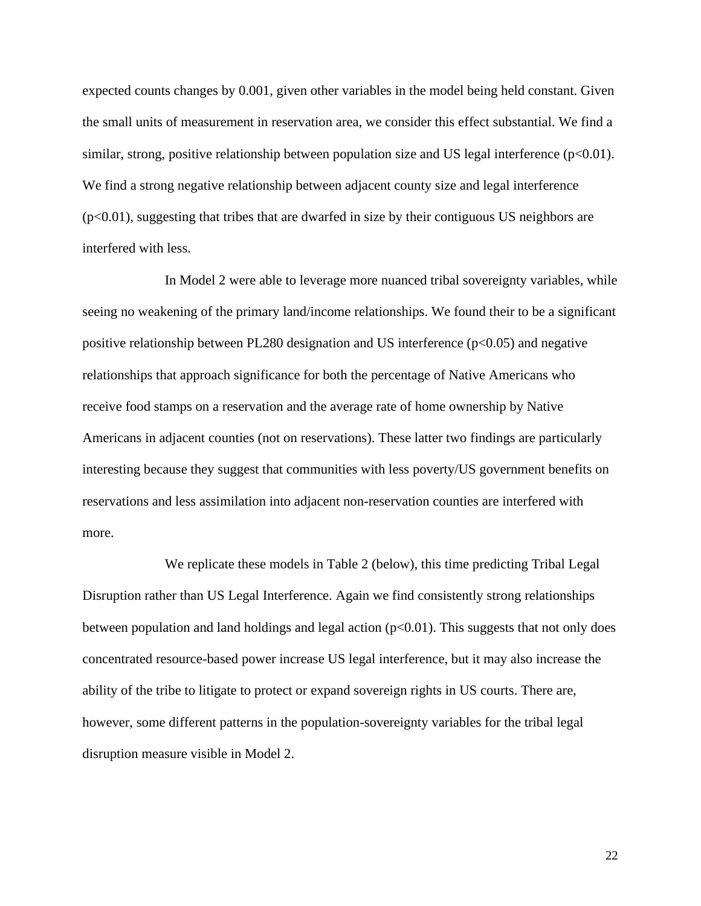expected counts changes by 0.001, given other variables in the model being held constant. Given the small units of measurement in reservation area, we consider this effect substantial. We find a similar, strong, positive relationship between population size and US legal interference ($p<0.01$). We find a strong negative relationship between adjacent county size and legal interference ($p<0.01$), suggesting that tribes that are dwarfed in size by their contiguous US neighbors are interfered with less.

In Model 2 were able to leverage more nuanced tribal sovereignty variables, while seeing no weakening of the primary land/income relationships. We found their to be a significant positive relationship between PL280 designation and US interference ($p<0.05$) and negative relationships that approach significance for both the percentage of Native Americans who receive food stamps on a reservation and the average rate of home ownership by Native Americans in adjacent counties (not on reservations). These latter two findings are particularly interesting because they suggest that communities with less poverty/US government benefits on reservations and less assimilation into adjacent non-reservation counties are interfered with more.

We replicate these models in Table 2 (below), this time predicting Tribal Legal Disruption rather than US Legal Interference. Again we find consistently strong relationships between population and land holdings and legal action ($p<0.01$). This suggests that not only does concentrated resource-based power increase US legal interference, but it may also increase the ability of the tribe to litigate to protect or expand sovereign rights in US courts. There are, however, some different patterns in the population-sovereignty variables for the tribal legal disruption measure visible in Model 2.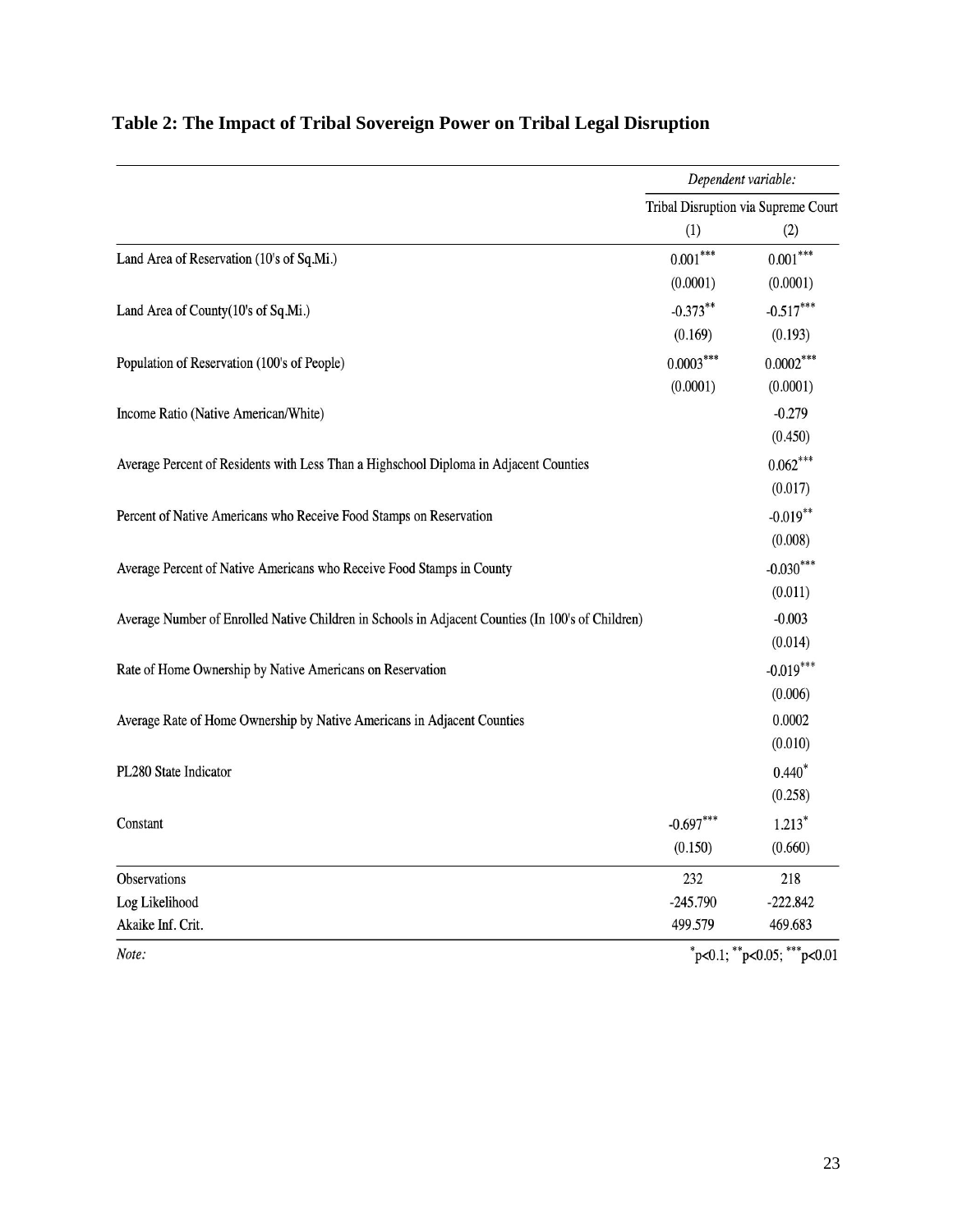**Table 2: The Impact of Tribal Sovereign Power on Tribal Legal Disruption**

| | *Dependent variable:* | |
|---|---|---|
| | Tribal Disruption via Supreme Court | |
| | (1) | (2) |
| Land Area of Reservation (10's of Sq.Mi.) | $0.001^{***}$ | $0.001^{***}$ |
| | (0.0001) | (0.0001) |
| Land Area of County(10's of Sq.Mi.) | $-0.373^{**}$ | $-0.517^{***}$ |
| | (0.169) | (0.193) |
| Population of Reservation (100's of People) | $0.0003^{***}$ | $0.0002^{***}$ |
| | (0.0001) | (0.0001) |
| Income Ratio (Native American/White) | | -0.279 |
| | | (0.450) |
| Average Percent of Residents with Less Than a Highschool Diploma in Adjacent Counties | | $0.062^{***}$ |
| | | (0.017) |
| Percent of Native Americans who Receive Food Stamps on Reservation | | $-0.019^{**}$ |
| | | (0.008) |
| Average Percent of Native Americans who Receive Food Stamps in County | | $-0.030^{***}$ |
| | | (0.011) |
| Average Number of Enrolled Native Children in Schools in Adjacent Counties (In 100's of Children) | | -0.003 |
| | | (0.014) |
| Rate of Home Ownership by Native Americans on Reservation | | $-0.019^{***}$ |
| | | (0.006) |
| Average Rate of Home Ownership by Native Americans in Adjacent Counties | | 0.0002 |
| | | (0.010) |
| PL280 State Indicator | | $0.440^{*}$ |
| | | (0.258) |
| Constant | $-0.697^{***}$ | $1.213^{*}$ |
| | (0.150) | (0.660) |
| Observations | 232 | 218 |
| Log Likelihood | -245.790 | -222.842 |
| Akaike Inf. Crit. | 499.579 | 469.683 |
| *Note:* | | $^{*}p<0.1$; $^{**}p<0.05$; $^{***}p<0.01$ |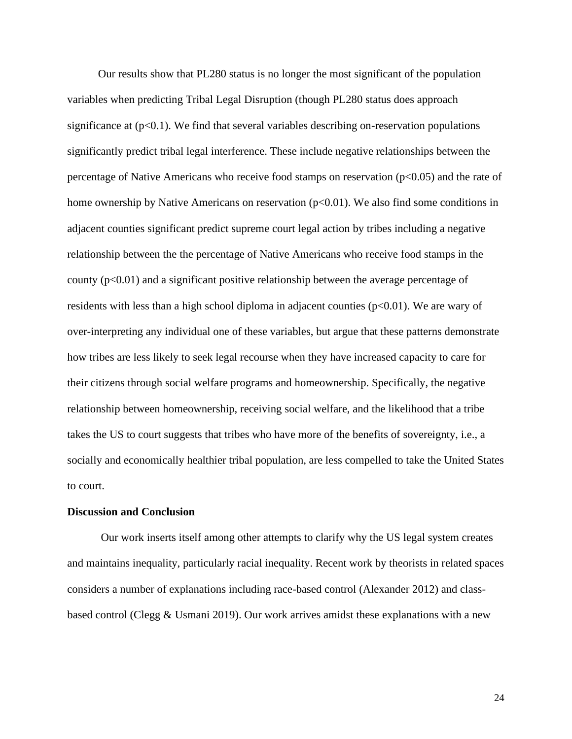Our results show that PL280 status is no longer the most significant of the population variables when predicting Tribal Legal Disruption (though PL280 status does approach significance at ($p<0.1$). We find that several variables describing on-reservation populations significantly predict tribal legal interference. These include negative relationships between the percentage of Native Americans who receive food stamps on reservation ($p<0.05$) and the rate of home ownership by Native Americans on reservation ($p<0.01$). We also find some conditions in adjacent counties significant predict supreme court legal action by tribes including a negative relationship between the the percentage of Native Americans who receive food stamps in the county ($p<0.01$) and a significant positive relationship between the average percentage of residents with less than a high school diploma in adjacent counties ($p<0.01$). We are wary of over-interpreting any individual one of these variables, but argue that these patterns demonstrate how tribes are less likely to seek legal recourse when they have increased capacity to care for their citizens through social welfare programs and homeownership. Specifically, the negative relationship between homeownership, receiving social welfare, and the likelihood that a tribe takes the US to court suggests that tribes who have more of the benefits of sovereignty, i.e., a socially and economically healthier tribal population, are less compelled to take the United States to court.

**Discussion and Conclusion**

Our work inserts itself among other attempts to clarify why the US legal system creates and maintains inequality, particularly racial inequality. Recent work by theorists in related spaces considers a number of explanations including race-based control (Alexander 2012) and class-based control (Clegg & Usmani 2019). Our work arrives amidst these explanations with a new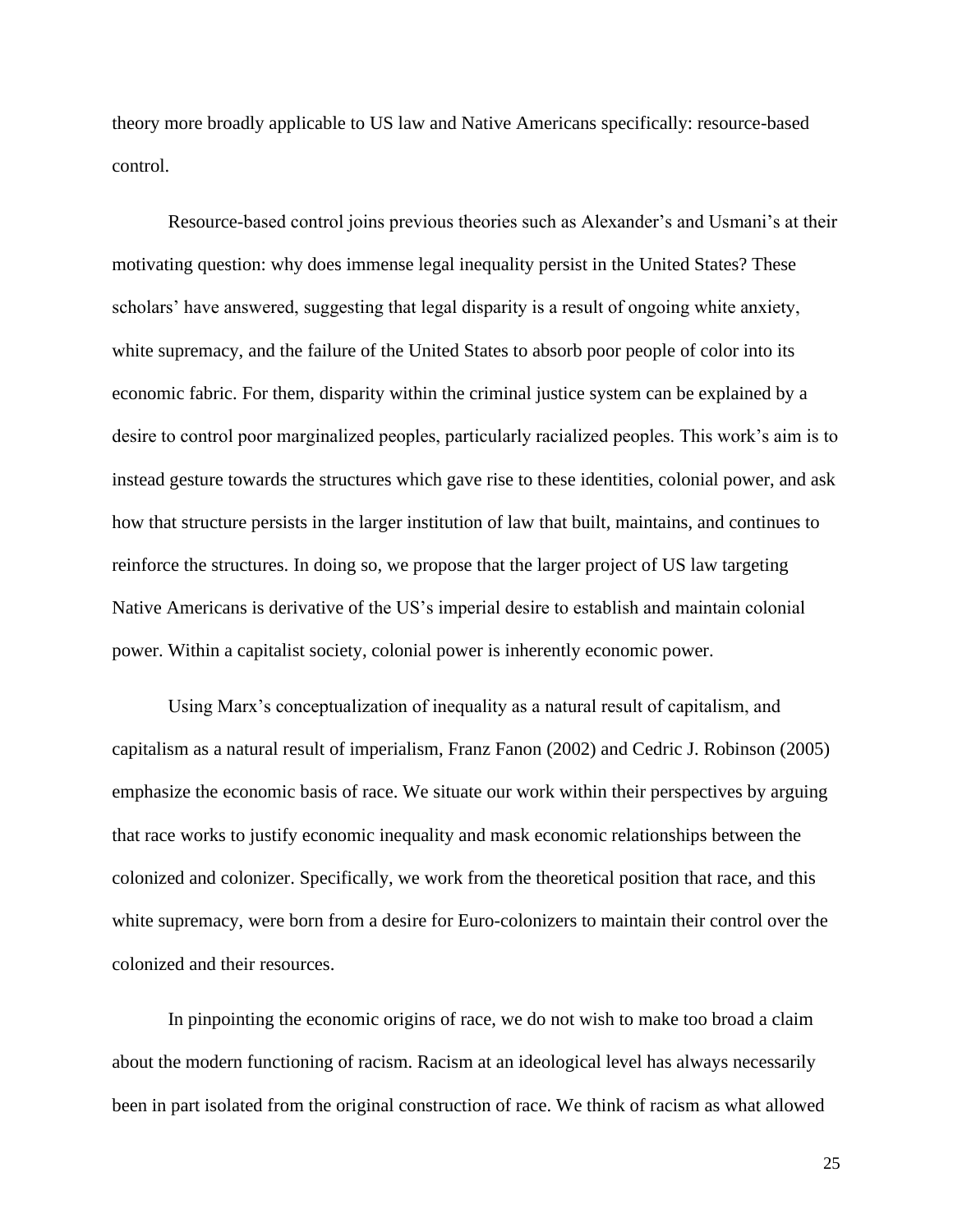theory more broadly applicable to US law and Native Americans specifically: resource-based control.

Resource-based control joins previous theories such as Alexander's and Usmani's at their motivating question: why does immense legal inequality persist in the United States? These scholars' have answered, suggesting that legal disparity is a result of ongoing white anxiety, white supremacy, and the failure of the United States to absorb poor people of color into its economic fabric. For them, disparity within the criminal justice system can be explained by a desire to control poor marginalized peoples, particularly racialized peoples. This work's aim is to instead gesture towards the structures which gave rise to these identities, colonial power, and ask how that structure persists in the larger institution of law that built, maintains, and continues to reinforce the structures. In doing so, we propose that the larger project of US law targeting Native Americans is derivative of the US's imperial desire to establish and maintain colonial power. Within a capitalist society, colonial power is inherently economic power.

Using Marx's conceptualization of inequality as a natural result of capitalism, and capitalism as a natural result of imperialism, Franz Fanon (2002) and Cedric J. Robinson (2005) emphasize the economic basis of race. We situate our work within their perspectives by arguing that race works to justify economic inequality and mask economic relationships between the colonized and colonizer. Specifically, we work from the theoretical position that race, and this white supremacy, were born from a desire for Euro-colonizers to maintain their control over the colonized and their resources.

In pinpointing the economic origins of race, we do not wish to make too broad a claim about the modern functioning of racism. Racism at an ideological level has always necessarily been in part isolated from the original construction of race. We think of racism as what allowed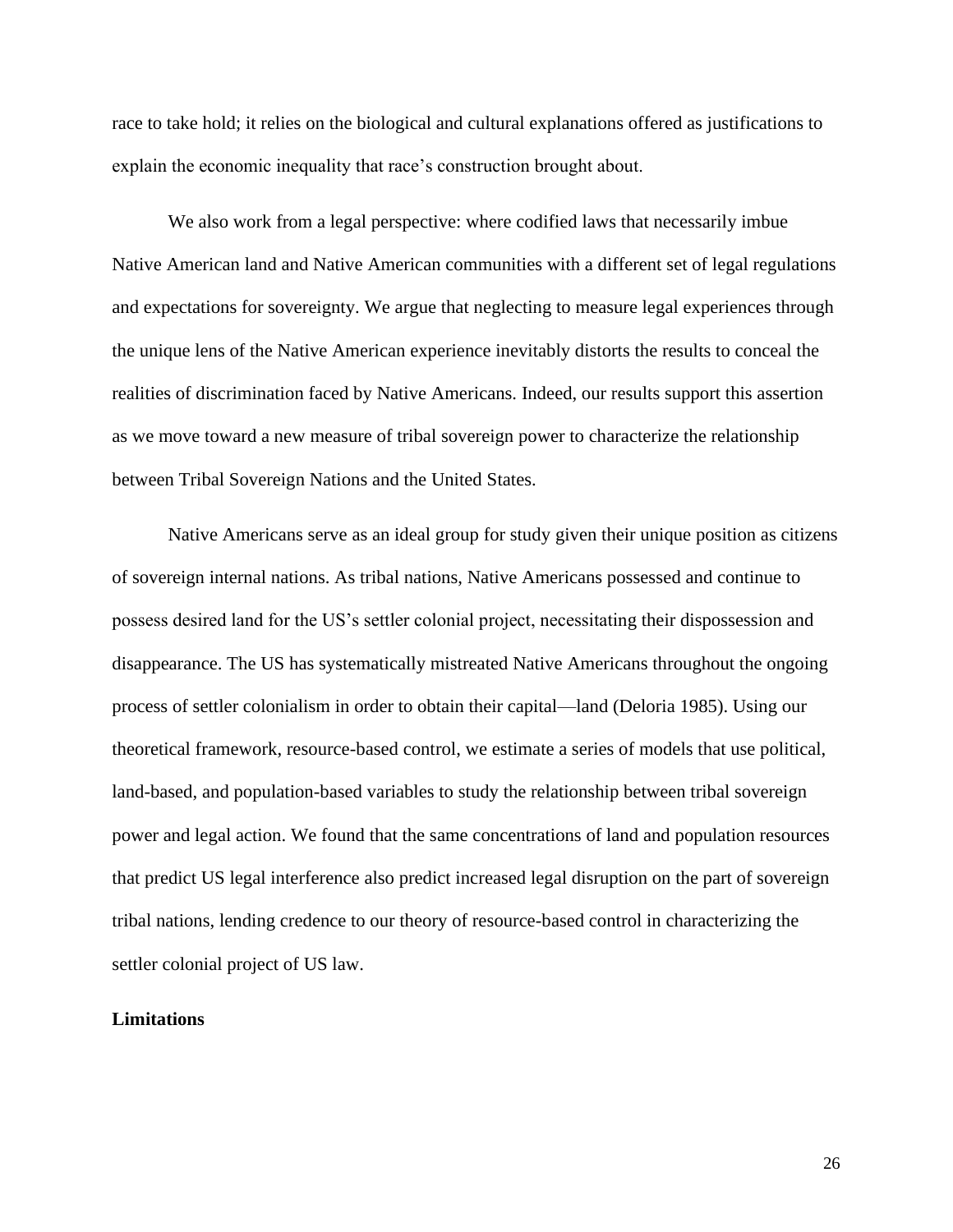race to take hold; it relies on the biological and cultural explanations offered as justifications to explain the economic inequality that race's construction brought about.

We also work from a legal perspective: where codified laws that necessarily imbue Native American land and Native American communities with a different set of legal regulations and expectations for sovereignty. We argue that neglecting to measure legal experiences through the unique lens of the Native American experience inevitably distorts the results to conceal the realities of discrimination faced by Native Americans. Indeed, our results support this assertion as we move toward a new measure of tribal sovereign power to characterize the relationship between Tribal Sovereign Nations and the United States.

Native Americans serve as an ideal group for study given their unique position as citizens of sovereign internal nations. As tribal nations, Native Americans possessed and continue to possess desired land for the US's settler colonial project, necessitating their dispossession and disappearance. The US has systematically mistreated Native Americans throughout the ongoing process of settler colonialism in order to obtain their capital—land (Deloria 1985). Using our theoretical framework, resource-based control, we estimate a series of models that use political, land-based, and population-based variables to study the relationship between tribal sovereign power and legal action. We found that the same concentrations of land and population resources that predict US legal interference also predict increased legal disruption on the part of sovereign tribal nations, lending credence to our theory of resource-based control in characterizing the settler colonial project of US law.

**Limitations**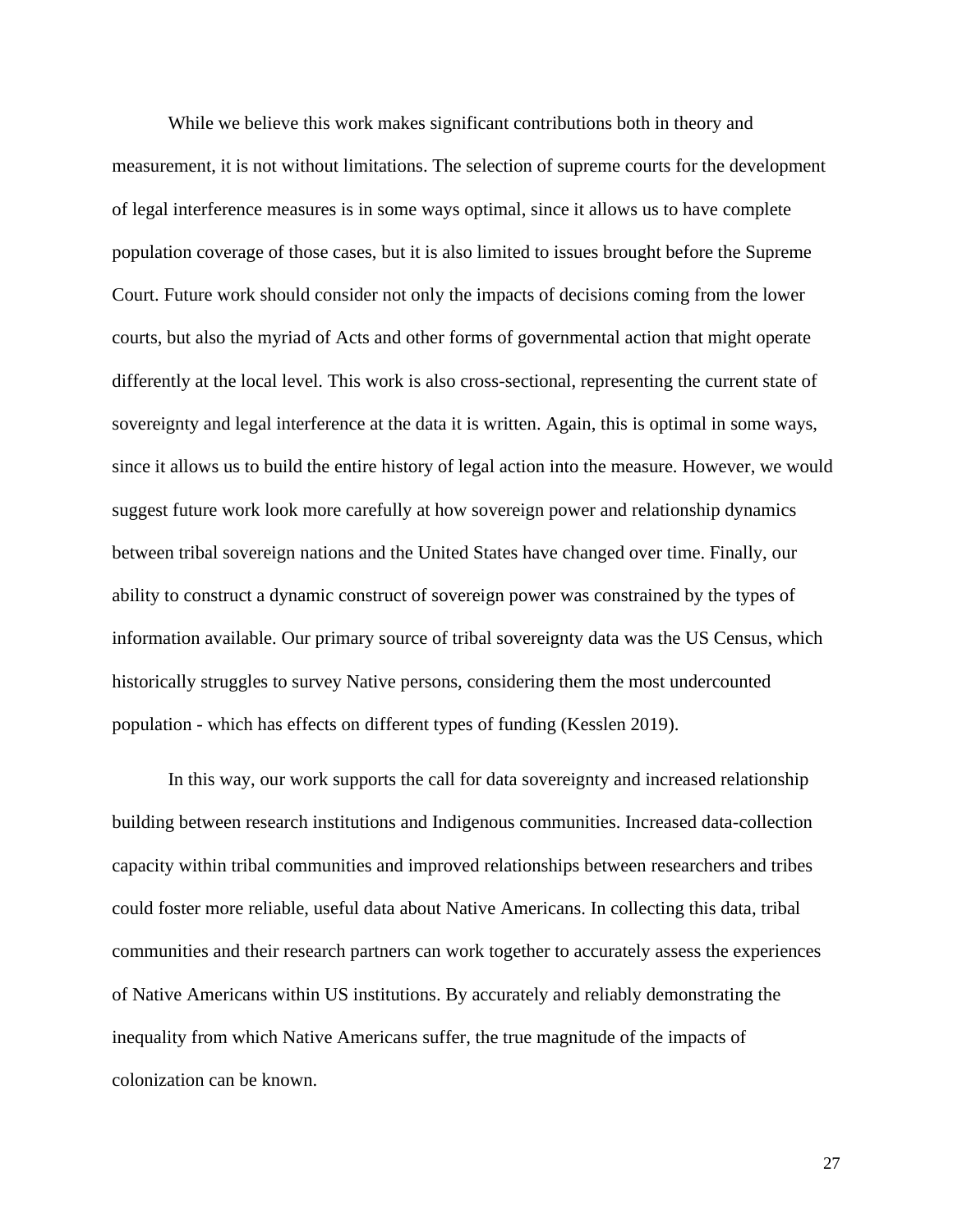While we believe this work makes significant contributions both in theory and measurement, it is not without limitations. The selection of supreme courts for the development of legal interference measures is in some ways optimal, since it allows us to have complete population coverage of those cases, but it is also limited to issues brought before the Supreme Court. Future work should consider not only the impacts of decisions coming from the lower courts, but also the myriad of Acts and other forms of governmental action that might operate differently at the local level. This work is also cross-sectional, representing the current state of sovereignty and legal interference at the data it is written. Again, this is optimal in some ways, since it allows us to build the entire history of legal action into the measure. However, we would suggest future work look more carefully at how sovereign power and relationship dynamics between tribal sovereign nations and the United States have changed over time. Finally, our ability to construct a dynamic construct of sovereign power was constrained by the types of information available. Our primary source of tribal sovereignty data was the US Census, which historically struggles to survey Native persons, considering them the most undercounted population - which has effects on different types of funding (Kesslen 2019).

In this way, our work supports the call for data sovereignty and increased relationship building between research institutions and Indigenous communities. Increased data-collection capacity within tribal communities and improved relationships between researchers and tribes could foster more reliable, useful data about Native Americans. In collecting this data, tribal communities and their research partners can work together to accurately assess the experiences of Native Americans within US institutions. By accurately and reliably demonstrating the inequality from which Native Americans suffer, the true magnitude of the impacts of colonization can be known.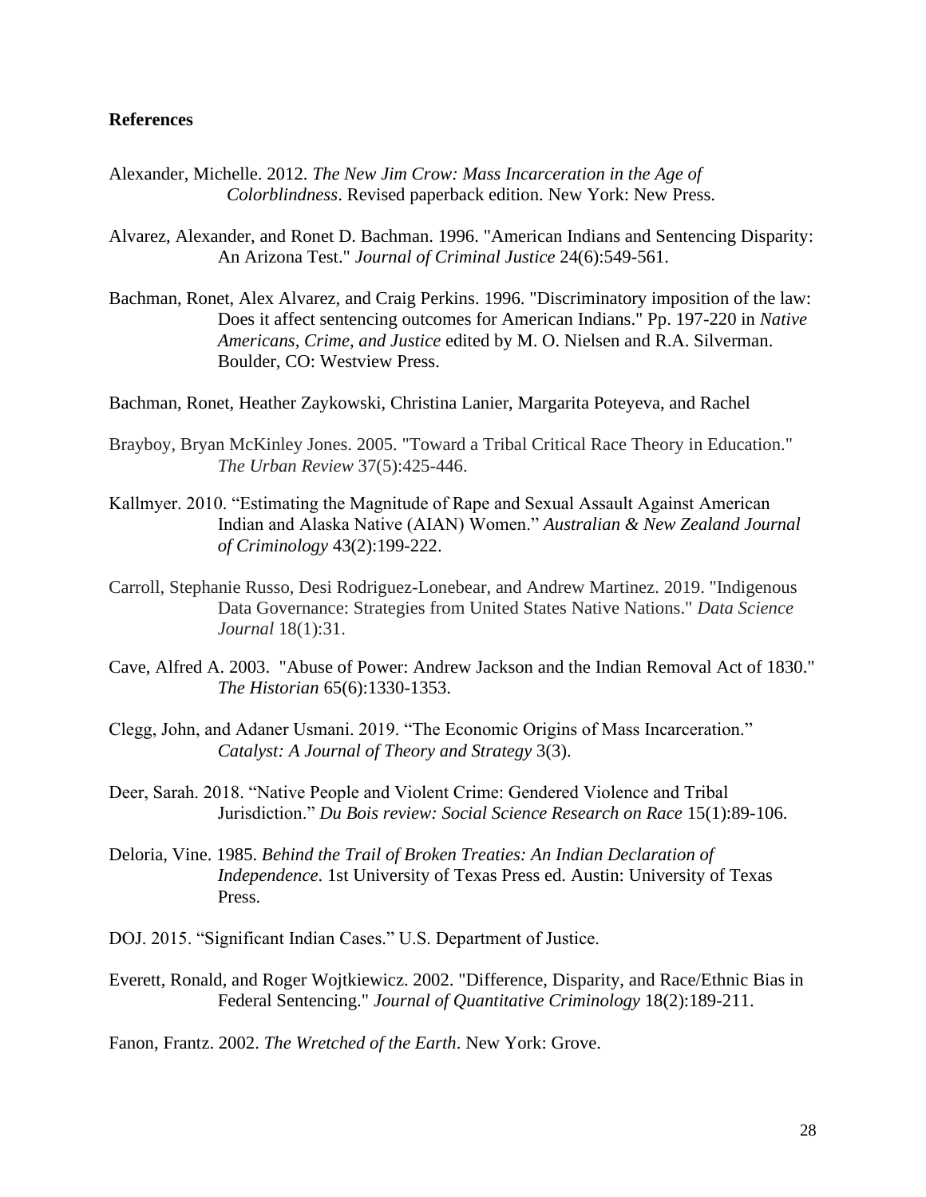**References**

Alexander, Michelle. 2012. *The New Jim Crow: Mass Incarceration in the Age of Colorblindness*. Revised paperback edition. New York: New Press.

Alvarez, Alexander, and Ronet D. Bachman. 1996. "American Indians and Sentencing Disparity: An Arizona Test." *Journal of Criminal Justice* 24(6):549-561.

Bachman, Ronet, Alex Alvarez, and Craig Perkins. 1996. "Discriminatory imposition of the law: Does it affect sentencing outcomes for American Indians." Pp. 197-220 in *Native Americans, Crime, and Justice* edited by M. O. Nielsen and R.A. Silverman. Boulder, CO: Westview Press.

Bachman, Ronet, Heather Zaykowski, Christina Lanier, Margarita Poteyeva, and Rachel

Brayboy, Bryan McKinley Jones. 2005. "Toward a Tribal Critical Race Theory in Education." *The Urban Review* 37(5):425-446.

Kallmyer. 2010. "Estimating the Magnitude of Rape and Sexual Assault Against American Indian and Alaska Native (AIAN) Women." *Australian & New Zealand Journal of Criminology* 43(2):199-222.

Carroll, Stephanie Russo, Desi Rodriguez-Lonebear, and Andrew Martinez. 2019. "Indigenous Data Governance: Strategies from United States Native Nations." *Data Science Journal* 18(1):31.

Cave, Alfred A. 2003. "Abuse of Power: Andrew Jackson and the Indian Removal Act of 1830." *The Historian* 65(6):1330-1353.

Clegg, John, and Adaner Usmani. 2019. "The Economic Origins of Mass Incarceration." *Catalyst: A Journal of Theory and Strategy* 3(3).

Deer, Sarah. 2018. "Native People and Violent Crime: Gendered Violence and Tribal Jurisdiction." *Du Bois review: Social Science Research on Race* 15(1):89-106.

Deloria, Vine. 1985. *Behind the Trail of Broken Treaties: An Indian Declaration of Independence*. 1st University of Texas Press ed. Austin: University of Texas Press.

DOJ. 2015. "Significant Indian Cases." U.S. Department of Justice.

Everett, Ronald, and Roger Wojtkiewicz. 2002. "Difference, Disparity, and Race/Ethnic Bias in Federal Sentencing." *Journal of Quantitative Criminology* 18(2):189-211.

Fanon, Frantz. 2002. *The Wretched of the Earth*. New York: Grove.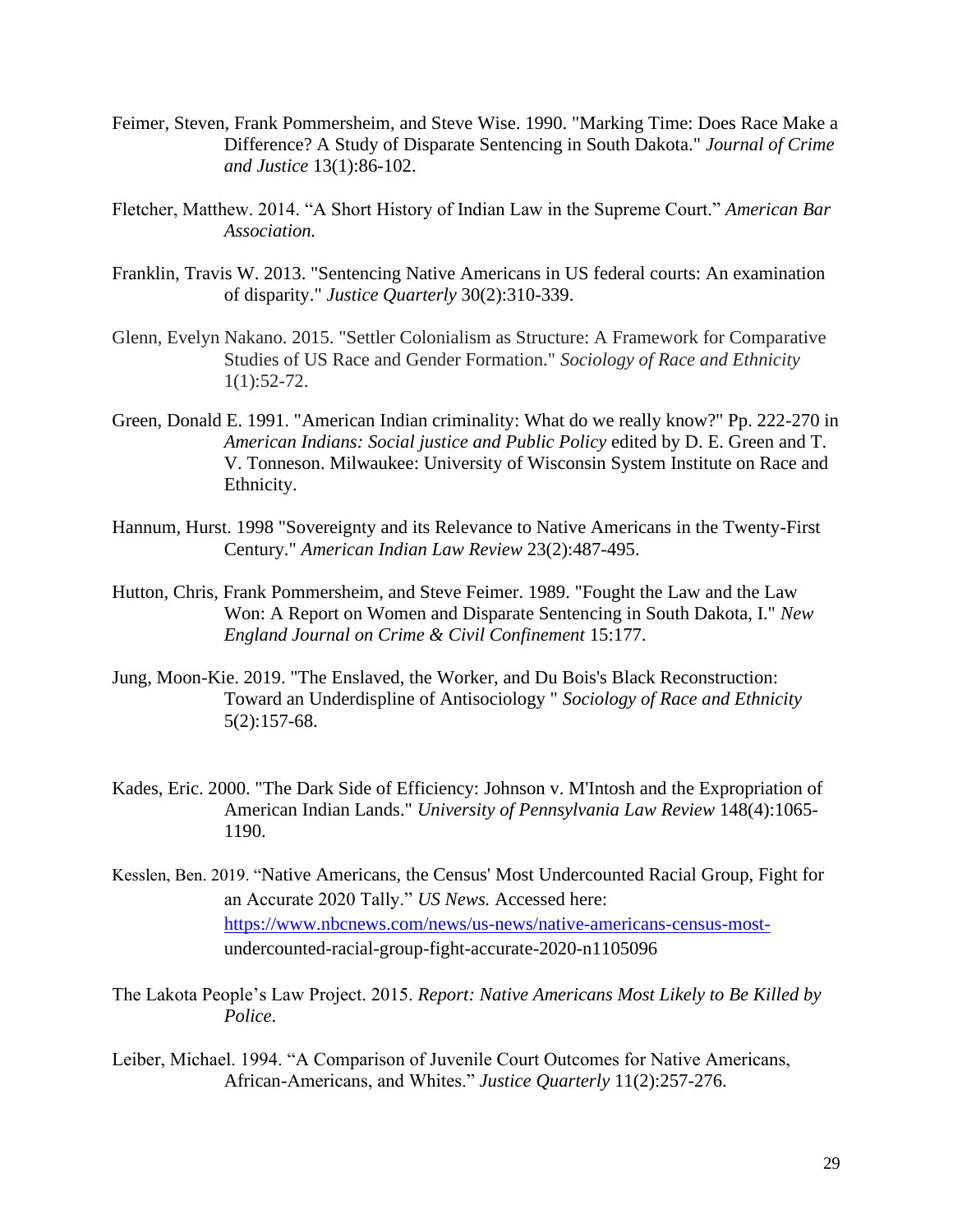Feimer, Steven, Frank Pommersheim, and Steve Wise. 1990. "Marking Time: Does Race Make a Difference? A Study of Disparate Sentencing in South Dakota." *Journal of Crime and Justice* 13(1):86-102.

Fletcher, Matthew. 2014. "A Short History of Indian Law in the Supreme Court." *American Bar Association.*

Franklin, Travis W. 2013. "Sentencing Native Americans in US federal courts: An examination of disparity." *Justice Quarterly* 30(2):310-339.

Glenn, Evelyn Nakano. 2015. "Settler Colonialism as Structure: A Framework for Comparative Studies of US Race and Gender Formation." *Sociology of Race and Ethnicity* 1(1):52-72.

Green, Donald E. 1991. "American Indian criminality: What do we really know?" Pp. 222-270 in *American Indians: Social justice and Public Policy* edited by D. E. Green and T. V. Tonneson. Milwaukee: University of Wisconsin System Institute on Race and Ethnicity.

Hannum, Hurst. 1998 "Sovereignty and its Relevance to Native Americans in the Twenty-First Century." *American Indian Law Review* 23(2):487-495.

Hutton, Chris, Frank Pommersheim, and Steve Feimer. 1989. "Fought the Law and the Law Won: A Report on Women and Disparate Sentencing in South Dakota, I." *New England Journal on Crime & Civil Confinement* 15:177.

Jung, Moon-Kie. 2019. "The Enslaved, the Worker, and Du Bois's Black Reconstruction: Toward an Underdispline of Antisociology " *Sociology of Race and Ethnicity* 5(2):157-68.

Kades, Eric. 2000. "The Dark Side of Efficiency: Johnson v. M'Intosh and the Expropriation of American Indian Lands." *University of Pennsylvania Law Review* 148(4):1065-1190.

Kesslen, Ben. 2019. "Native Americans, the Census' Most Undercounted Racial Group, Fight for an Accurate 2020 Tally." *US News.* Accessed here: https://www.nbcnews.com/news/us-news/native-americans-census-most-undercounted-racial-group-fight-accurate-2020-n1105096

The Lakota People's Law Project. 2015. *Report: Native Americans Most Likely to Be Killed by Police*.

Leiber, Michael. 1994. "A Comparison of Juvenile Court Outcomes for Native Americans, African-Americans, and Whites." *Justice Quarterly* 11(2):257-276.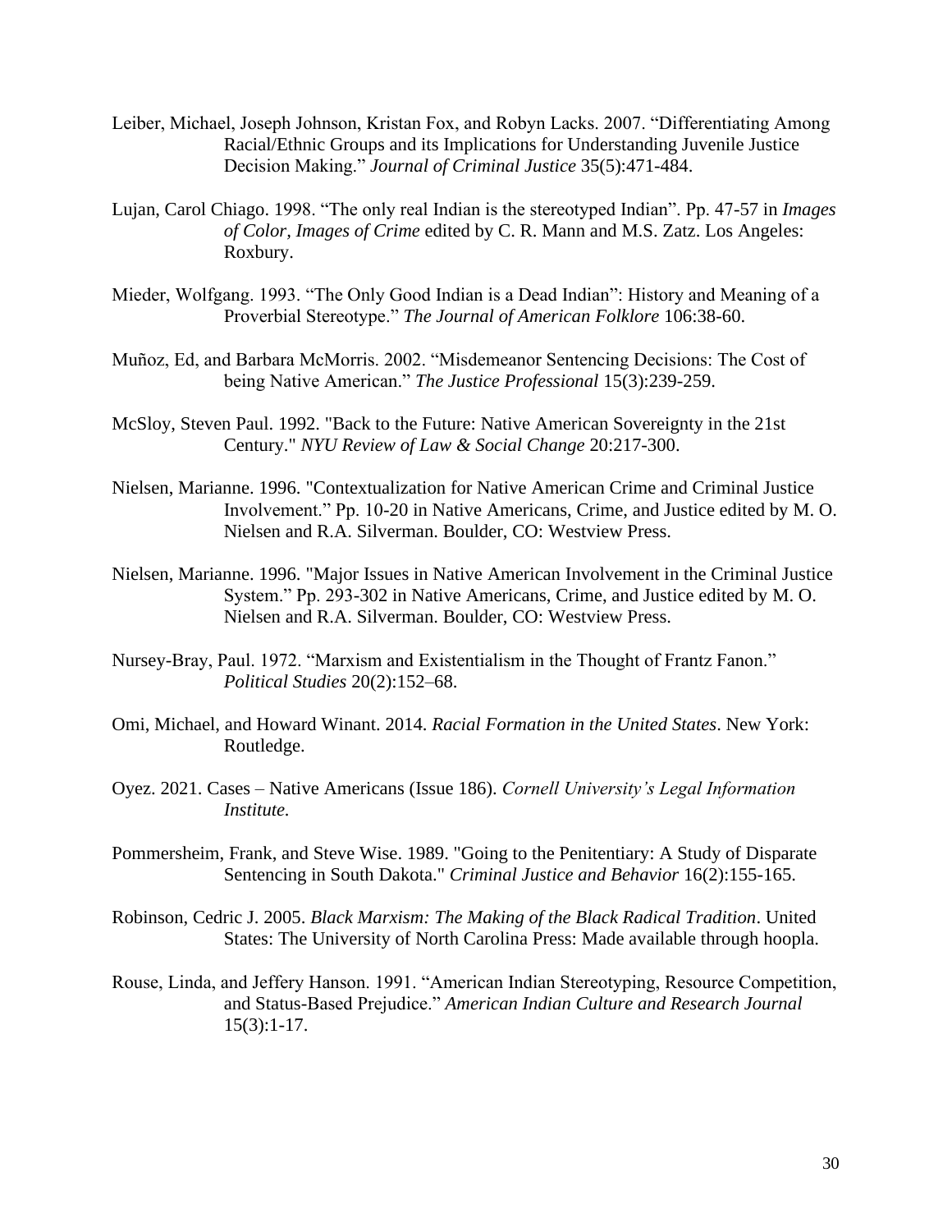Leiber, Michael, Joseph Johnson, Kristan Fox, and Robyn Lacks. 2007. “Differentiating Among Racial/Ethnic Groups and its Implications for Understanding Juvenile Justice Decision Making.” *Journal of Criminal Justice* 35(5):471-484.

Lujan, Carol Chiago. 1998. “The only real Indian is the stereotyped Indian”. Pp. 47-57 in *Images of Color, Images of Crime* edited by C. R. Mann and M.S. Zatz. Los Angeles: Roxbury.

Mieder, Wolfgang. 1993. “The Only Good Indian is a Dead Indian”: History and Meaning of a Proverbial Stereotype.” *The Journal of American Folklore* 106:38-60.

Muñoz, Ed, and Barbara McMorris. 2002. “Misdemeanor Sentencing Decisions: The Cost of being Native American.” *The Justice Professional* 15(3):239-259.

McSloy, Steven Paul. 1992. "Back to the Future: Native American Sovereignty in the 21st Century." *NYU Review of Law & Social Change* 20:217-300.

Nielsen, Marianne. 1996. "Contextualization for Native American Crime and Criminal Justice Involvement.” Pp. 10-20 in Native Americans, Crime, and Justice edited by M. O. Nielsen and R.A. Silverman. Boulder, CO: Westview Press.

Nielsen, Marianne. 1996. "Major Issues in Native American Involvement in the Criminal Justice System.” Pp. 293-302 in Native Americans, Crime, and Justice edited by M. O. Nielsen and R.A. Silverman. Boulder, CO: Westview Press.

Nursey-Bray, Paul. 1972. “Marxism and Existentialism in the Thought of Frantz Fanon.” *Political Studies* 20(2):152–68.

Omi, Michael, and Howard Winant. 2014. *Racial Formation in the United States*. New York: Routledge.

Oyez. 2021. Cases – Native Americans (Issue 186). *Cornell University’s Legal Information Institute*.

Pommersheim, Frank, and Steve Wise. 1989. "Going to the Penitentiary: A Study of Disparate Sentencing in South Dakota." *Criminal Justice and Behavior* 16(2):155-165.

Robinson, Cedric J. 2005. *Black Marxism: The Making of the Black Radical Tradition*. United States: The University of North Carolina Press: Made available through hoopla.

Rouse, Linda, and Jeffery Hanson. 1991. “American Indian Stereotyping, Resource Competition, and Status-Based Prejudice.” *American Indian Culture and Research Journal* 15(3):1-17.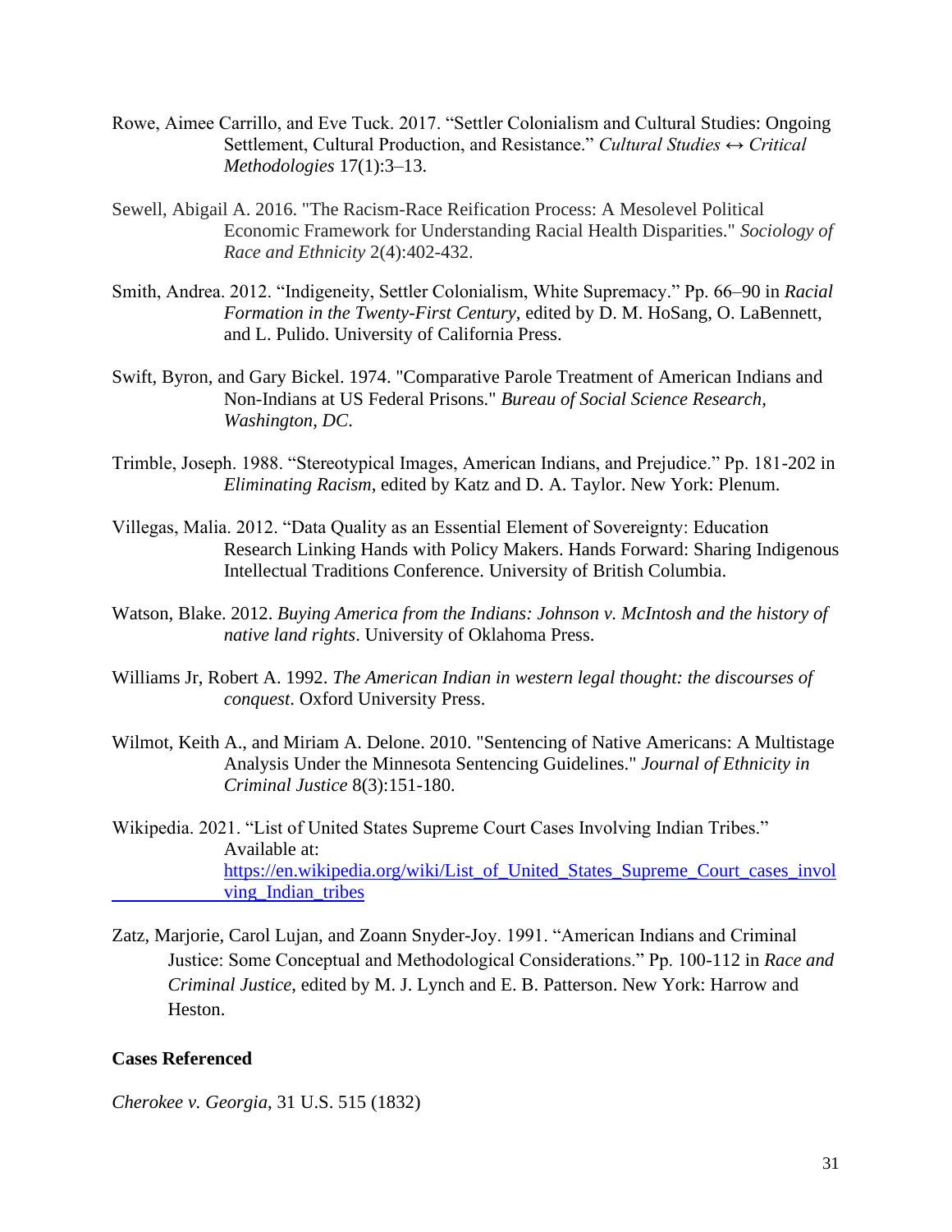Rowe, Aimee Carrillo, and Eve Tuck. 2017. "Settler Colonialism and Cultural Studies: Ongoing Settlement, Cultural Production, and Resistance." *Cultural Studies ↔ Critical Methodologies* 17(1):3–13.

Sewell, Abigail A. 2016. "The Racism-Race Reification Process: A Mesolevel Political Economic Framework for Understanding Racial Health Disparities." *Sociology of Race and Ethnicity* 2(4):402-432.

Smith, Andrea. 2012. "Indigeneity, Settler Colonialism, White Supremacy." Pp. 66–90 in *Racial Formation in the Twenty-First Century*, edited by D. M. HoSang, O. LaBennett, and L. Pulido. University of California Press.

Swift, Byron, and Gary Bickel. 1974. "Comparative Parole Treatment of American Indians and Non-Indians at US Federal Prisons." *Bureau of Social Science Research, Washington, DC*.

Trimble, Joseph. 1988. "Stereotypical Images, American Indians, and Prejudice." Pp. 181-202 in *Eliminating Racism*, edited by Katz and D. A. Taylor. New York: Plenum.

Villegas, Malia. 2012. "Data Quality as an Essential Element of Sovereignty: Education Research Linking Hands with Policy Makers. Hands Forward: Sharing Indigenous Intellectual Traditions Conference. University of British Columbia.

Watson, Blake. 2012. *Buying America from the Indians: Johnson v. McIntosh and the history of native land rights*. University of Oklahoma Press.

Williams Jr, Robert A. 1992. *The American Indian in western legal thought: the discourses of conquest*. Oxford University Press.

Wilmot, Keith A., and Miriam A. Delone. 2010. "Sentencing of Native Americans: A Multistage Analysis Under the Minnesota Sentencing Guidelines." *Journal of Ethnicity in Criminal Justice* 8(3):151-180.

Wikipedia. 2021. "List of United States Supreme Court Cases Involving Indian Tribes." Available at: [https://en.wikipedia.org/wiki/List_of_United_States_Supreme_Court_cases_involving_Indian_tribes](https://en.wikipedia.org/wiki/List_of_United_States_Supreme_Court_cases_involving_Indian_tribes)

Zatz, Marjorie, Carol Lujan, and Zoann Snyder-Joy. 1991. "American Indians and Criminal Justice: Some Conceptual and Methodological Considerations." Pp. 100-112 in *Race and Criminal Justice*, edited by M. J. Lynch and E. B. Patterson. New York: Harrow and Heston.

**Cases Referenced**

*Cherokee v. Georgia*, 31 U.S. 515 (1832)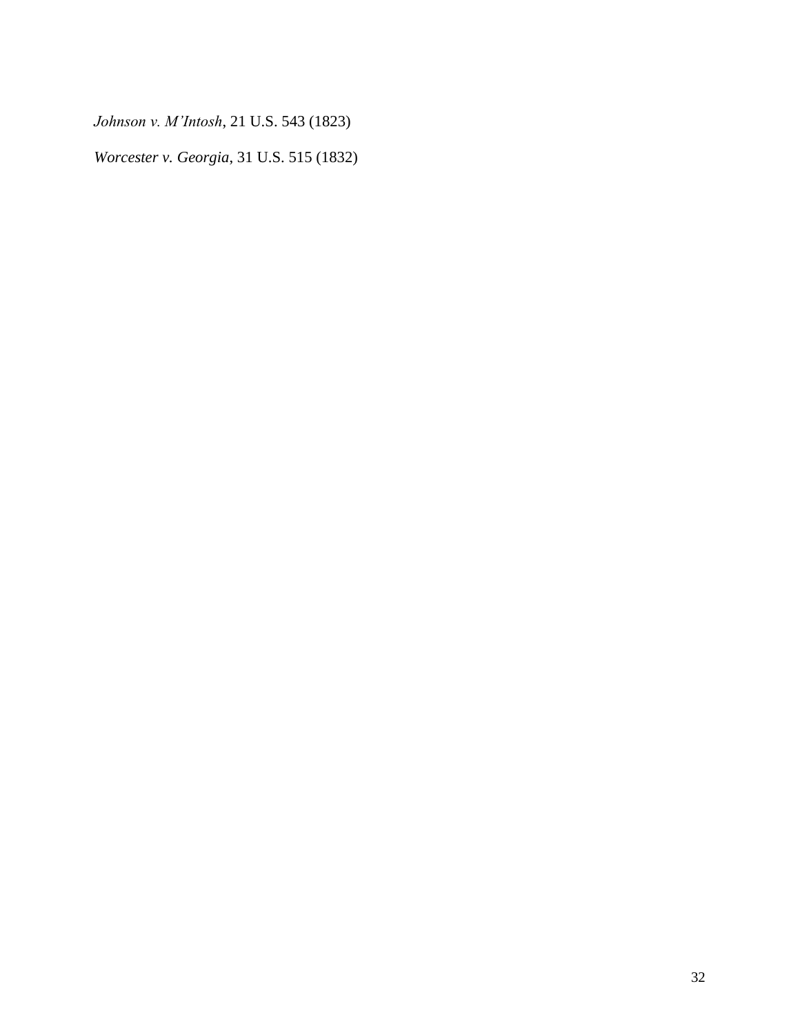*Johnson v. M'Intosh*, 21 U.S. 543 (1823)

*Worcester v. Georgia*, 31 U.S. 515 (1832)